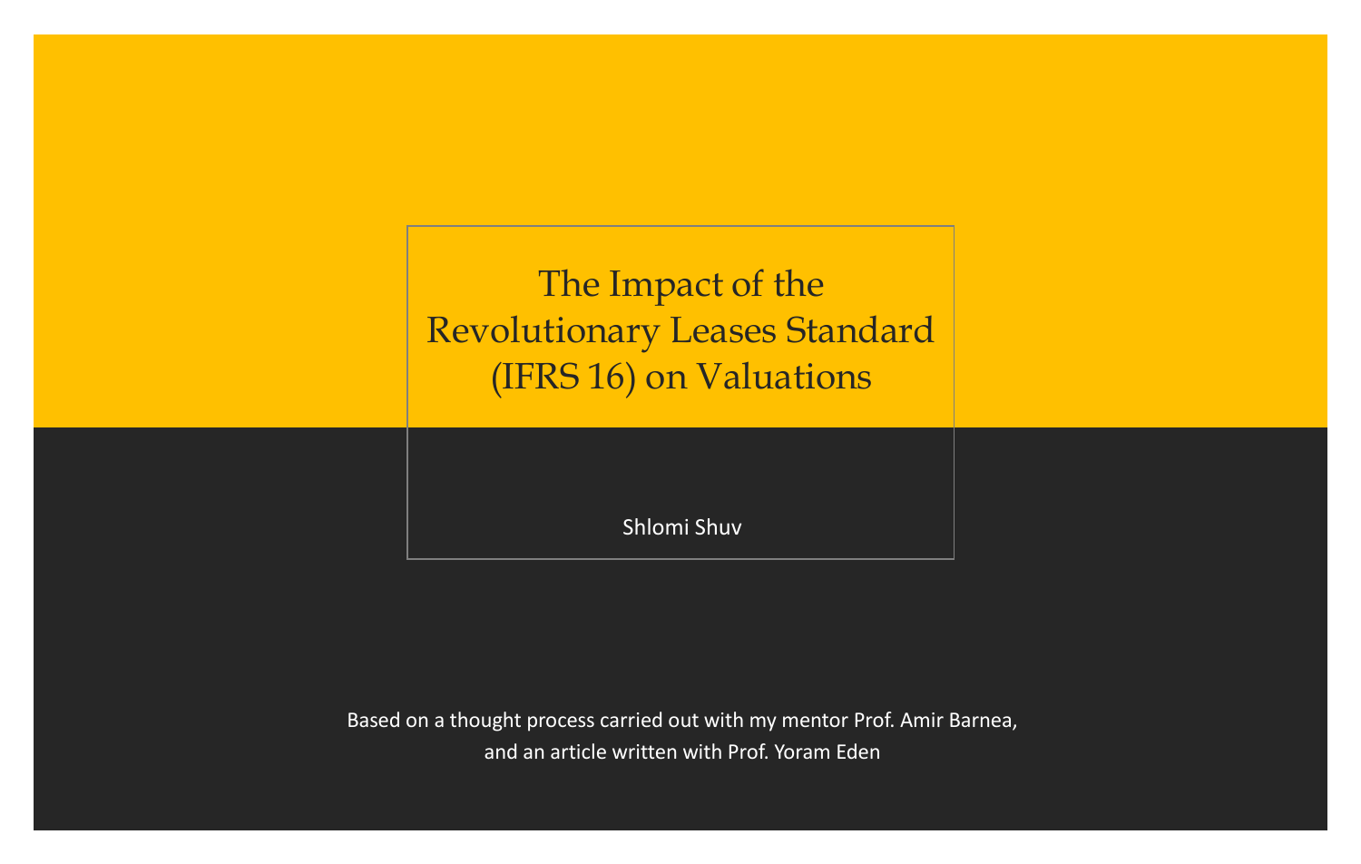# The Impact of the Revolutionary Leases Standard (IFRS 16) on Valuations

Shlomi Shuv

Based on a thought process carried out with my mentor Prof. Amir Barnea, and an article written with Prof. Yoram Eden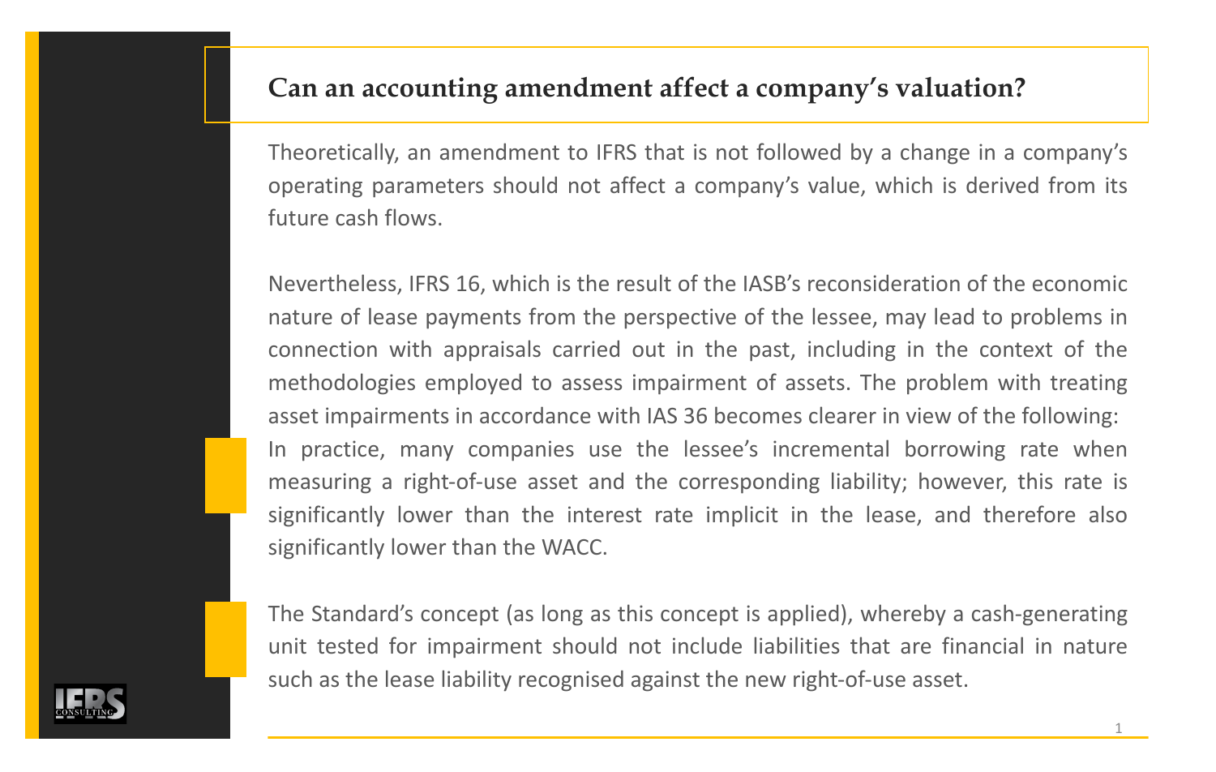## Can an accounting amendment affect a company's valuation?

Theoretically, an amendment to IFRS that is not followed by a change in a company's operating parameters should not affect a company's value, which is derived from its future cash flows.

Nevertheless, IFRS 16, which is the result of the IASB's reconsideration of the economic nature of lease payments from the perspective of the lessee, may lead to problems in connection with appraisals carried out in the past, including in the context of the methodologies employed to assess impairment of assets. The problem with treating asset impairments in accordance with IAS 36 becomes clearer in view of the following:

In practice, many companies use the lessee's incremental borrowing rate when measuring a right-of-use asset and the corresponding liability; however, this rate is significantly lower than the interest rate implicit in the lease, and therefore also significantly lower than the WACC.

The Standard's concept (as long as this concept is applied), whereby a cash-generating unit tested for impairment should not include liabilities that are financial in nature such as the lease liability recognised against the new right-of-use asset.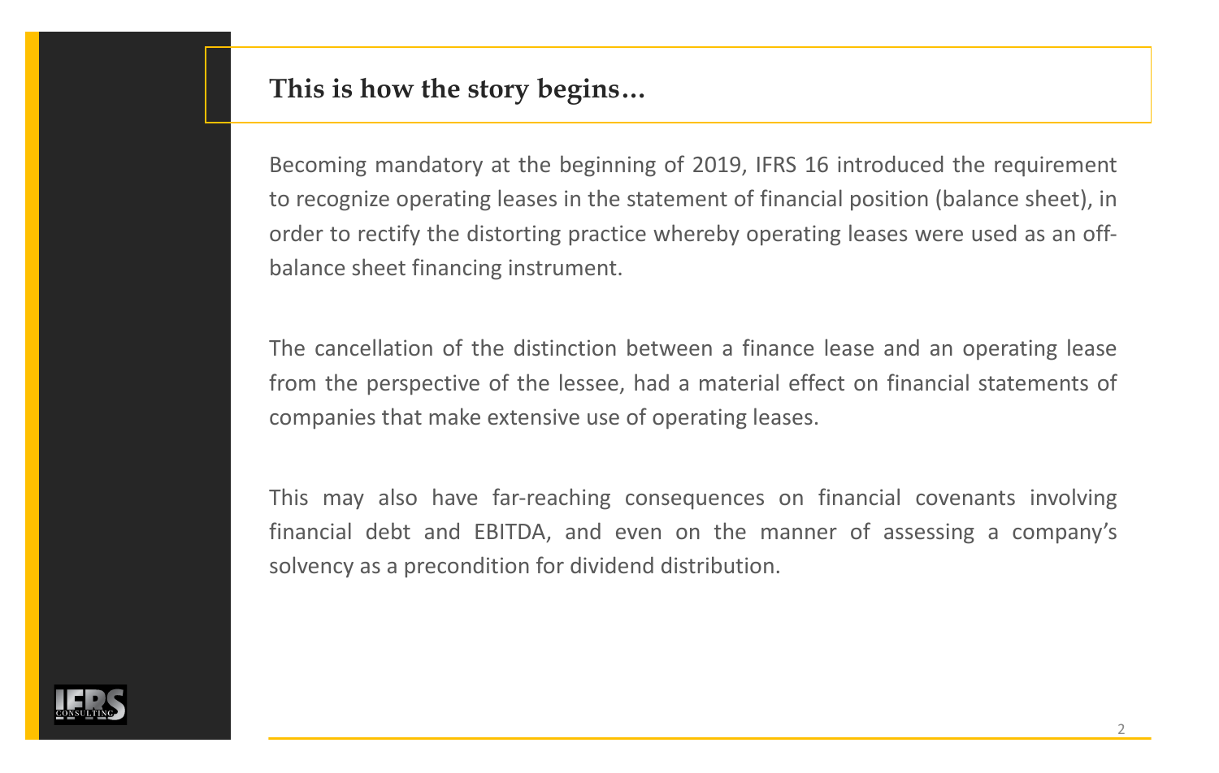## This is how the story begins…

Becoming mandatory at the beginning of 2019, IFRS 16 introduced the requirement to recognize operating leases in the statement of financial position (balance sheet), in order to rectify the distorting practice whereby operating leases were used as an off-balance sheet financing instrument.

The cancellation of the distinction between a finance lease and an operating lease from the perspective of the lessee, had a material effect on financial statements of companies that make extensive use of operating leases.

This may also have far-reaching consequences on financial covenants involving financial debt and EBITDA, and even on the manner of assessing a company's solvency as a precondition for dividend distribution.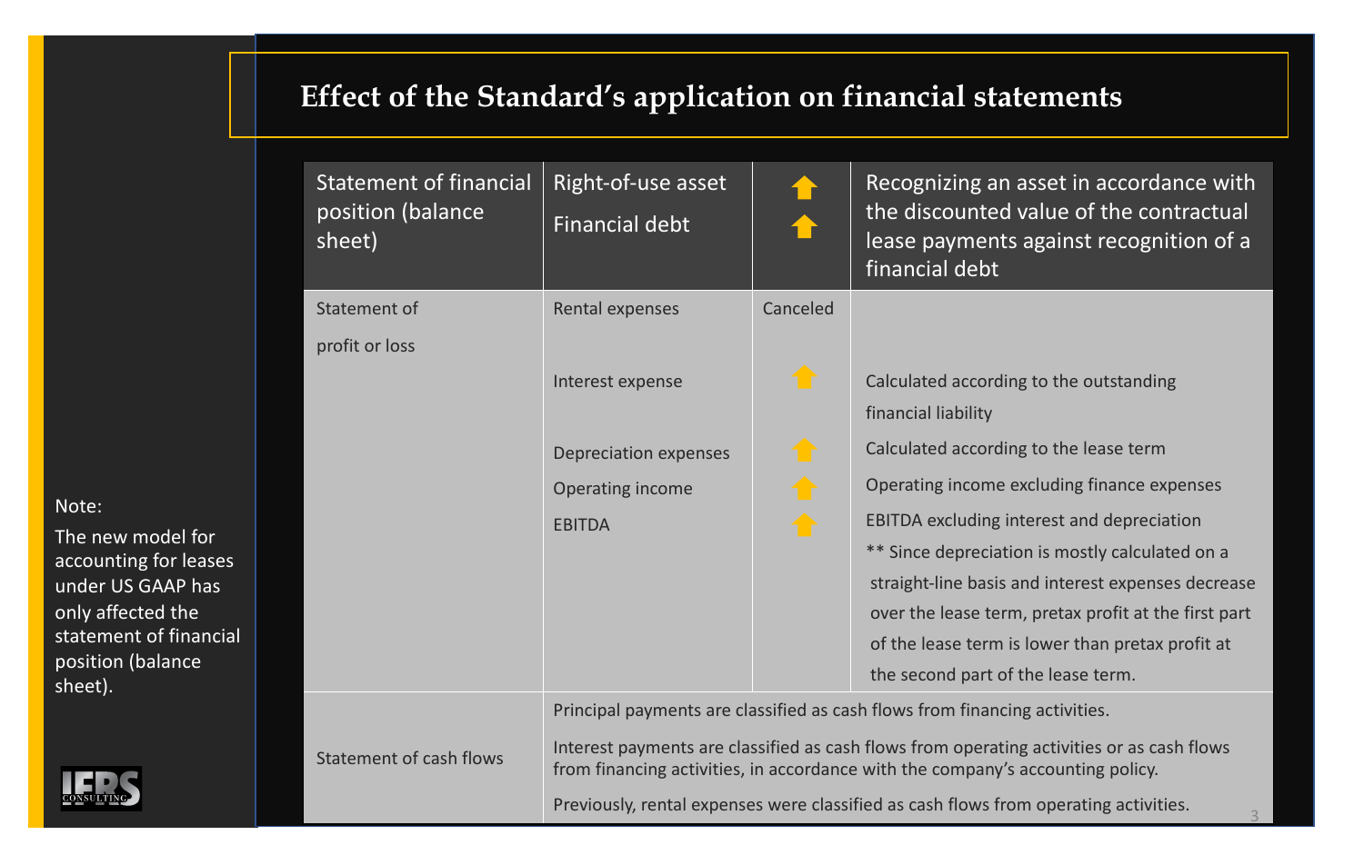# Effect of the Standard's application on financial statements

| Statement of financial position (balance sheet) | Right-of-use asset<br>Financial debt | ↑<br>↑ | Recognizing an asset in accordance with the discounted value of the contractual lease payments against recognition of a financial debt |
|---|---|---|---|
| Statement of profit or loss | Rental expenses | Canceled | |
| | Interest expense | ↑ | Calculated according to the outstanding financial liability |
| | Depreciation expenses | ↑ | Calculated according to the lease term |
| | Operating income | ↑ | Operating income excluding finance expenses |
| | EBITDA | ↑ | EBITDA excluding interest and depreciation<br>** Since depreciation is mostly calculated on a straight-line basis and interest expenses decrease over the lease term, pretax profit at the first part of the lease term is lower than pretax profit at the second part of the lease term. |
| Statement of cash flows | Principal payments are classified as cash flows from financing activities.<br>Interest payments are classified as cash flows from operating activities or as cash flows from financing activities, in accordance with the company's accounting policy.<br>Previously, rental expenses were classified as cash flows from operating activities. | | |

Note:

The new model for accounting for leases under US GAAP has only affected the statement of financial position (balance sheet).

IFRS CONSULTING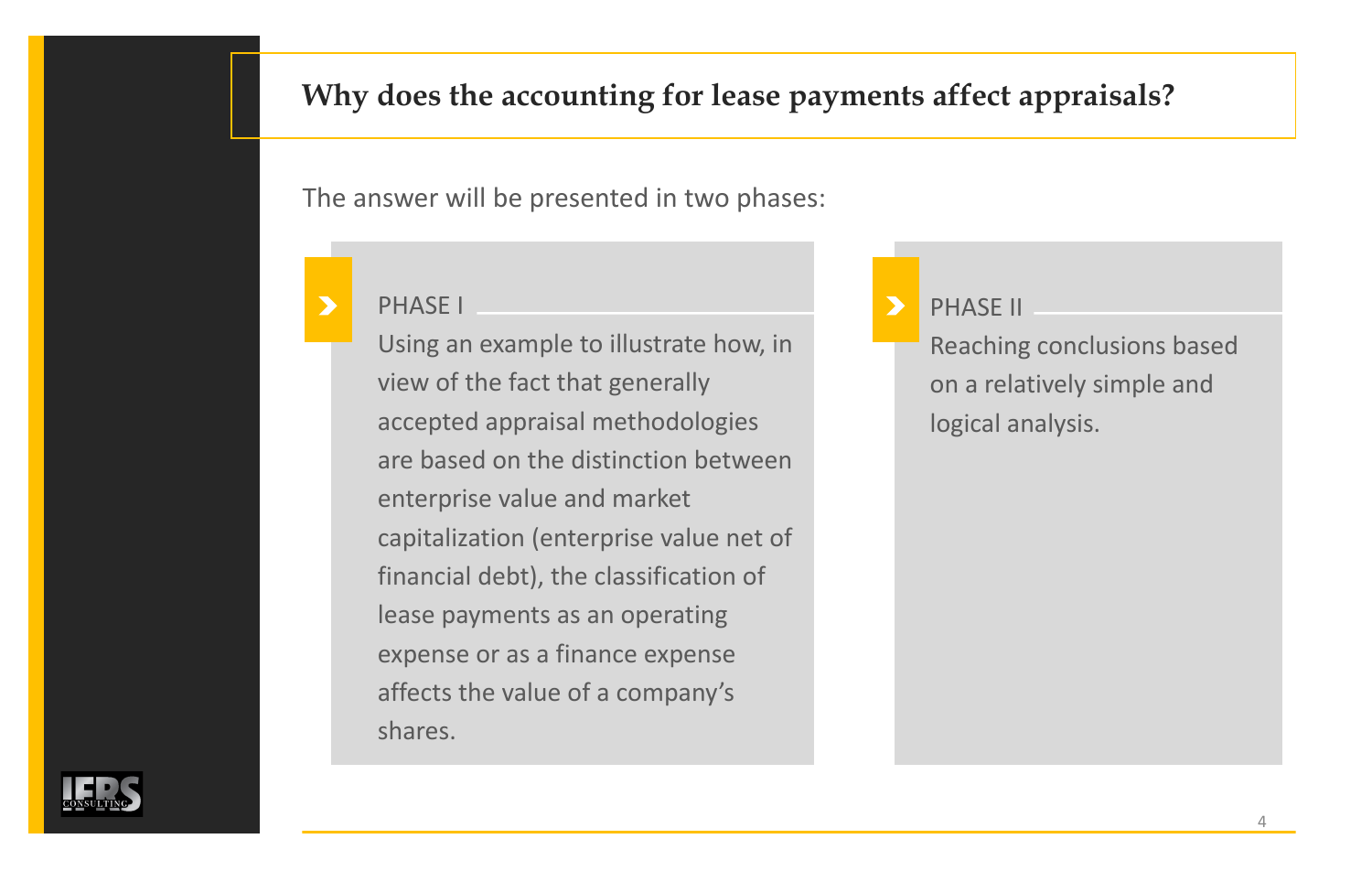## Why does the accounting for lease payments affect appraisals?

The answer will be presented in two phases:

**PHASE I**

Using an example to illustrate how, in view of the fact that generally accepted appraisal methodologies are based on the distinction between enterprise value and market capitalization (enterprise value net of financial debt), the classification of lease payments as an operating expense or as a finance expense affects the value of a company's shares.

**PHASE II**

Reaching conclusions based on a relatively simple and logical analysis.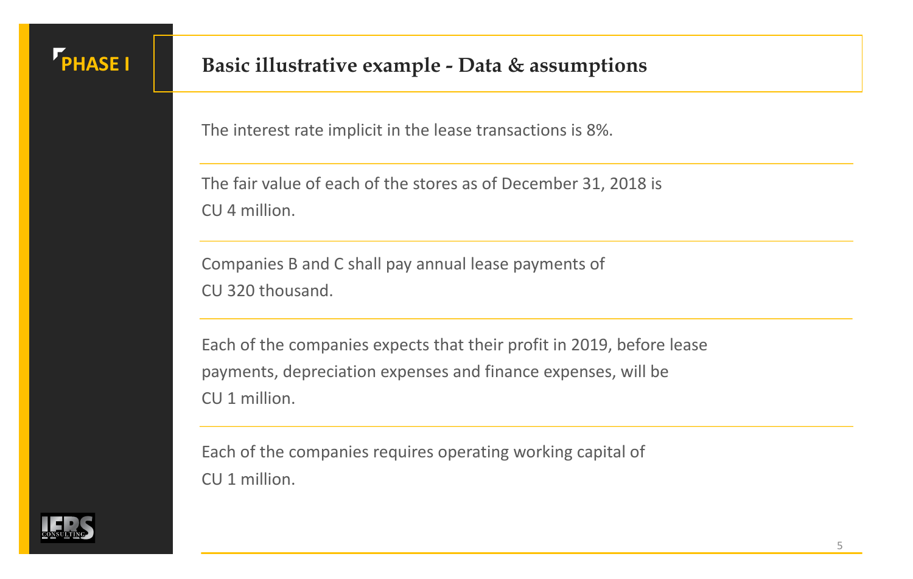PHASE I

## Basic illustrative example - Data & assumptions

The interest rate implicit in the lease transactions is 8%.

The fair value of each of the stores as of December 31, 2018 is CU 4 million.

Companies B and C shall pay annual lease payments of CU 320 thousand.

Each of the companies expects that their profit in 2019, before lease payments, depreciation expenses and finance expenses, will be CU 1 million.

Each of the companies requires operating working capital of CU 1 million.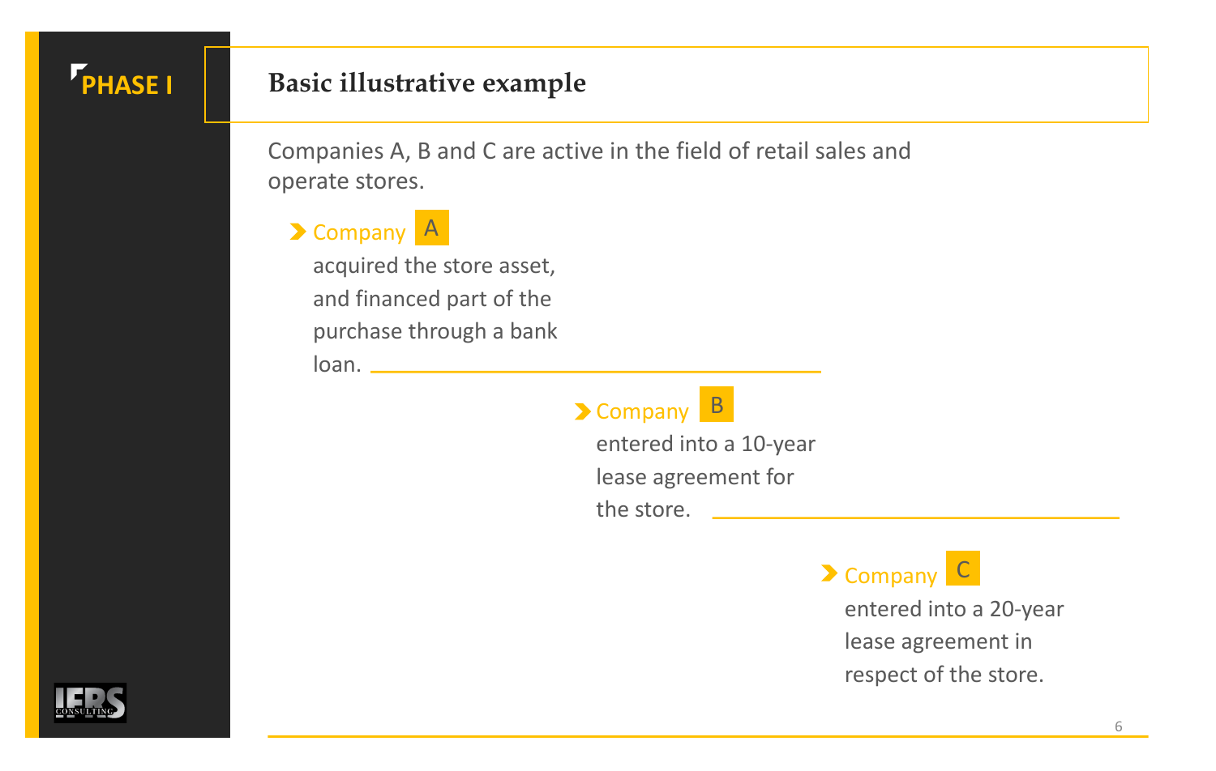PHASE I

# Basic illustrative example

Companies A, B and C are active in the field of retail sales and operate stores.

- **Company A**
  acquired the store asset, and financed part of the purchase through a bank loan.

- **Company B**
  entered into a 10-year lease agreement for the store.

- **Company C**
  entered into a 20-year lease agreement in respect of the store.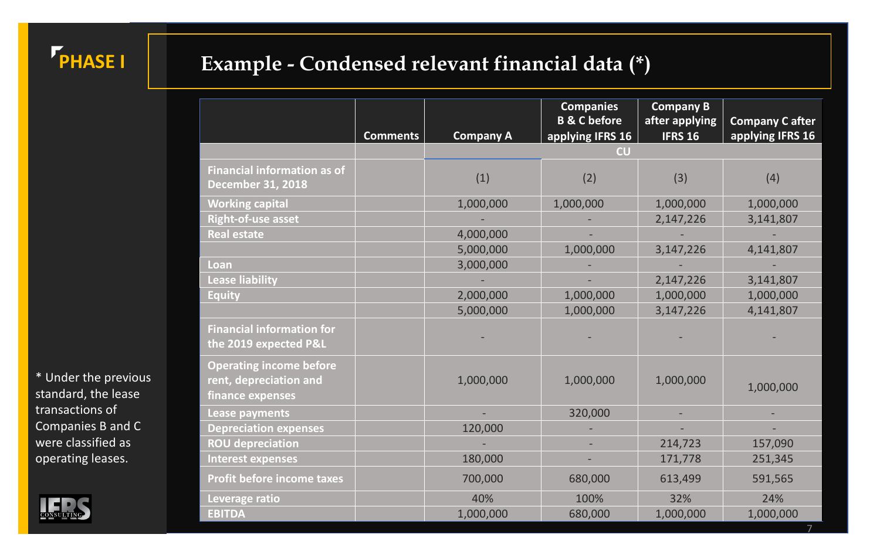PHASE I

# Example - Condensed relevant financial data (*)

| | Comments | Company A | Companies B & C before applying IFRS 16 | Company B after applying IFRS 16 | Company C after applying IFRS 16 |
|---|---|---|---|---|---|
| | | CU | | | |
| Financial information as of December 31, 2018 | | (1) | (2) | (3) | (4) |
| Working capital | | 1,000,000 | 1,000,000 | 1,000,000 | 1,000,000 |
| Right-of-use asset | | - | - | 2,147,226 | 3,141,807 |
| Real estate | | 4,000,000 | - | - | - |
| | | 5,000,000 | 1,000,000 | 3,147,226 | 4,141,807 |
| Loan | | 3,000,000 | - | - | - |
| Lease liability | | - | - | 2,147,226 | 3,141,807 |
| Equity | | 2,000,000 | 1,000,000 | 1,000,000 | 1,000,000 |
| | | 5,000,000 | 1,000,000 | 3,147,226 | 4,141,807 |
| Financial information for the 2019 expected P&L | | - | - | - | - |
| Operating income before rent, depreciation and finance expenses | | 1,000,000 | 1,000,000 | 1,000,000 | 1,000,000 |
| Lease payments | | - | 320,000 | - | - |
| Depreciation expenses | | 120,000 | - | - | - |
| ROU depreciation | | - | - | 214,723 | 157,090 |
| Interest expenses | | 180,000 | - | 171,778 | 251,345 |
| Profit before income taxes | | 700,000 | 680,000 | 613,499 | 591,565 |
| Leverage ratio | | 40% | 100% | 32% | 24% |
| EBITDA | | 1,000,000 | 680,000 | 1,000,000 | 1,000,000 |

* Under the previous standard, the lease transactions of Companies B and C were classified as operating leases.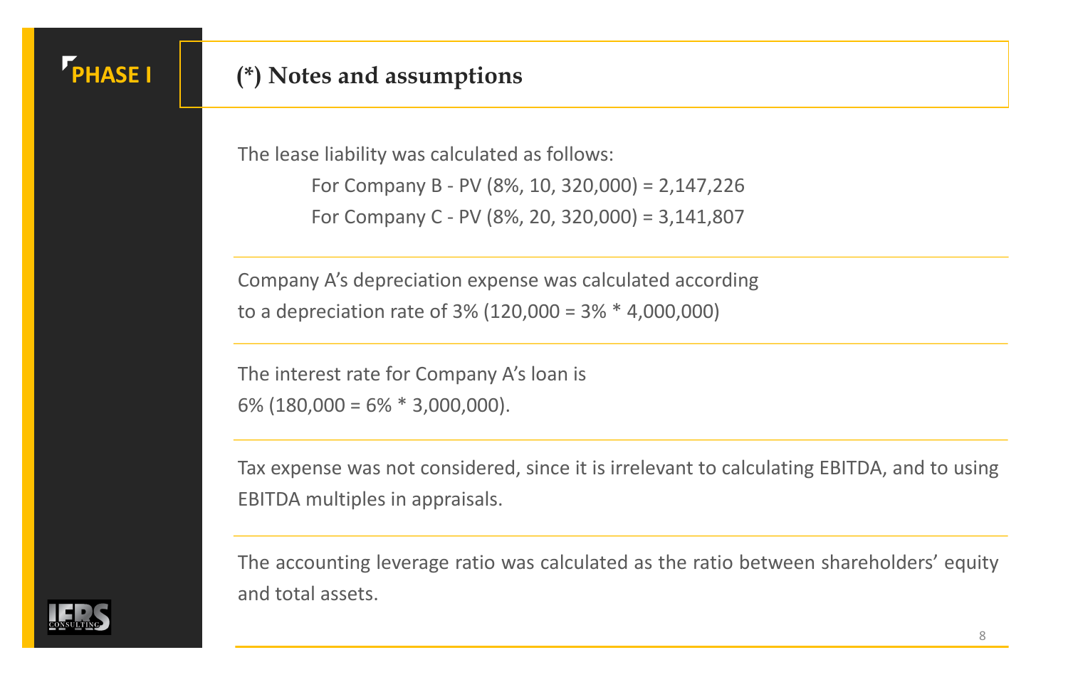PHASE I

## (*) Notes and assumptions

The lease liability was calculated as follows:

For Company B - PV (8%, 10, 320,000) = 2,147,226

For Company C - PV (8%, 20, 320,000) = 3,141,807

---

Company A's depreciation expense was calculated according to a depreciation rate of 3% (120,000 = 3% * 4,000,000)

---

The interest rate for Company A's loan is 6% (180,000 = 6% * 3,000,000).

---

Tax expense was not considered, since it is irrelevant to calculating EBITDA, and to using EBITDA multiples in appraisals.

---

The accounting leverage ratio was calculated as the ratio between shareholders' equity and total assets.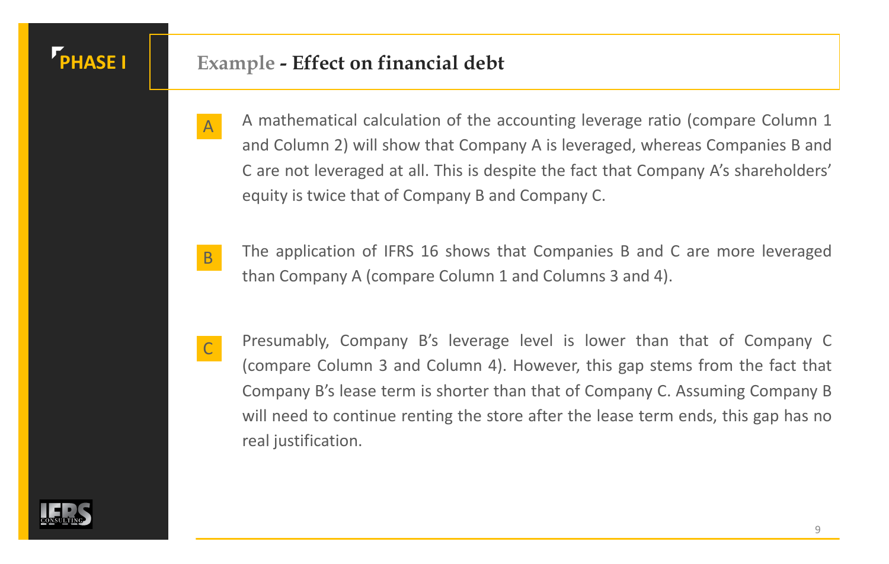**PHASE I**

## Example - Effect on financial debt

**A** A mathematical calculation of the accounting leverage ratio (compare Column 1 and Column 2) will show that Company A is leveraged, whereas Companies B and C are not leveraged at all. This is despite the fact that Company A's shareholders' equity is twice that of Company B and Company C.

**B** The application of IFRS 16 shows that Companies B and C are more leveraged than Company A (compare Column 1 and Columns 3 and 4).

**C** Presumably, Company B's leverage level is lower than that of Company C (compare Column 3 and Column 4). However, this gap stems from the fact that Company B's lease term is shorter than that of Company C. Assuming Company B will need to continue renting the store after the lease term ends, this gap has no real justification.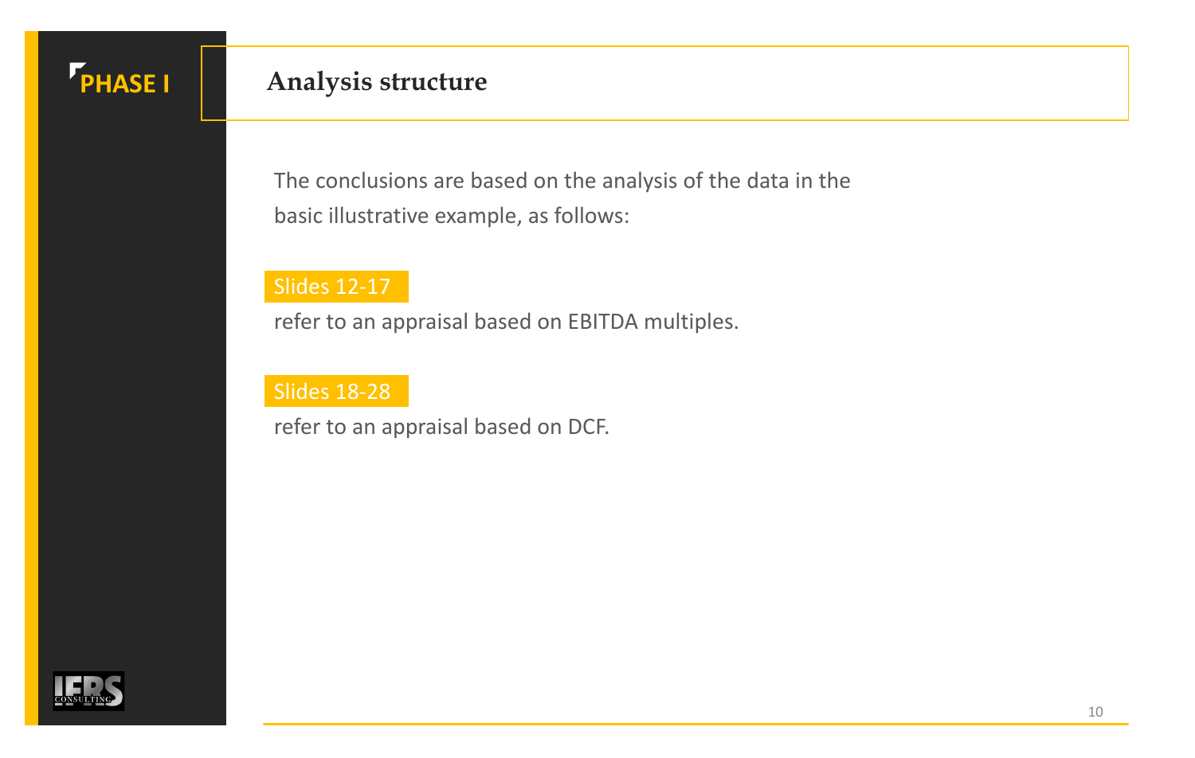PHASE I

# Analysis structure

The conclusions are based on the analysis of the data in the basic illustrative example, as follows:

**Slides 12-17**

refer to an appraisal based on EBITDA multiples.

**Slides 18-28**

refer to an appraisal based on DCF.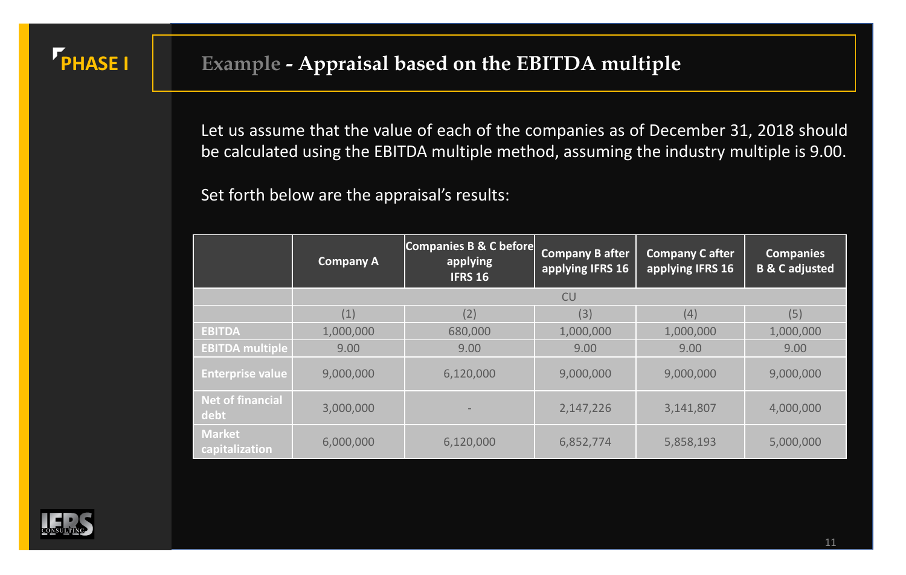**PHASE I**

# Example - Appraisal based on the EBITDA multiple

Let us assume that the value of each of the companies as of December 31, 2018 should be calculated using the EBITDA multiple method, assuming the industry multiple is 9.00.

Set forth below are the appraisal's results:

| | Company A | Companies B & C before applying IFRS 16 | Company B after applying IFRS 16 | Company C after applying IFRS 16 | Companies B & C adjusted |
|---|---|---|---|---|---|
| | | | CU | | |
| | (1) | (2) | (3) | (4) | (5) |
| EBITDA | 1,000,000 | 680,000 | 1,000,000 | 1,000,000 | 1,000,000 |
| EBITDA multiple | 9.00 | 9.00 | 9.00 | 9.00 | 9.00 |
| Enterprise value | 9,000,000 | 6,120,000 | 9,000,000 | 9,000,000 | 9,000,000 |
| Net of financial debt | 3,000,000 | - | 2,147,226 | 3,141,807 | 4,000,000 |
| Market capitalization | 6,000,000 | 6,120,000 | 6,852,774 | 5,858,193 | 5,000,000 |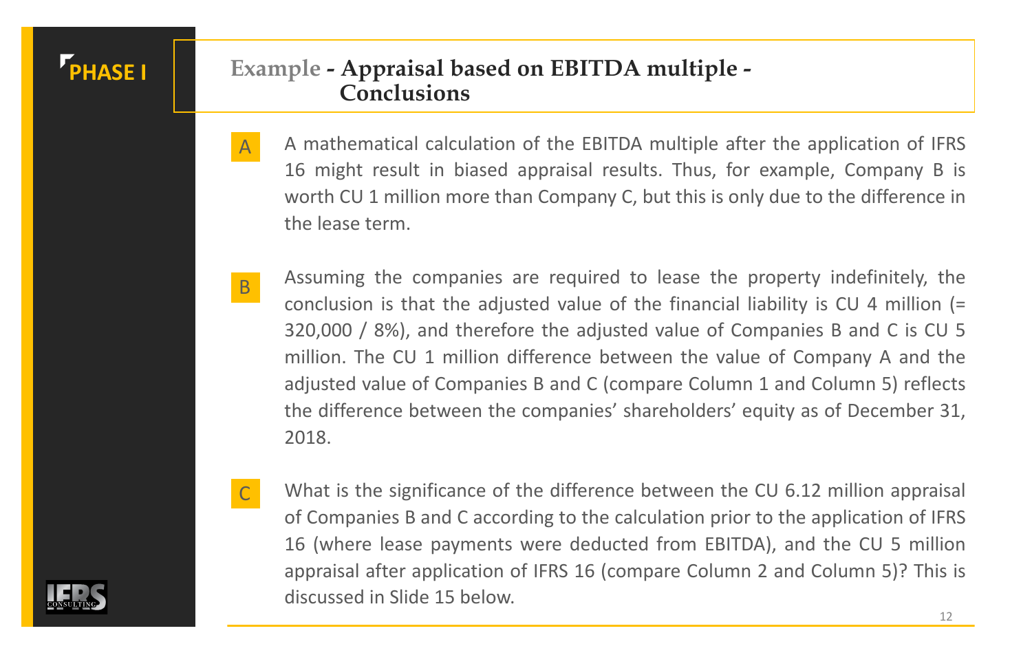PHASE I

## Example - Appraisal based on EBITDA multiple - Conclusions

**A** A mathematical calculation of the EBITDA multiple after the application of IFRS 16 might result in biased appraisal results. Thus, for example, Company B is worth CU 1 million more than Company C, but this is only due to the difference in the lease term.

**B** Assuming the companies are required to lease the property indefinitely, the conclusion is that the adjusted value of the financial liability is CU 4 million (= 320,000 / 8%), and therefore the adjusted value of Companies B and C is CU 5 million. The CU 1 million difference between the value of Company A and the adjusted value of Companies B and C (compare Column 1 and Column 5) reflects the difference between the companies' shareholders' equity as of December 31, 2018.

**C** What is the significance of the difference between the CU 6.12 million appraisal of Companies B and C according to the calculation prior to the application of IFRS 16 (where lease payments were deducted from EBITDA), and the CU 5 million appraisal after application of IFRS 16 (compare Column 2 and Column 5)? This is discussed in Slide 15 below.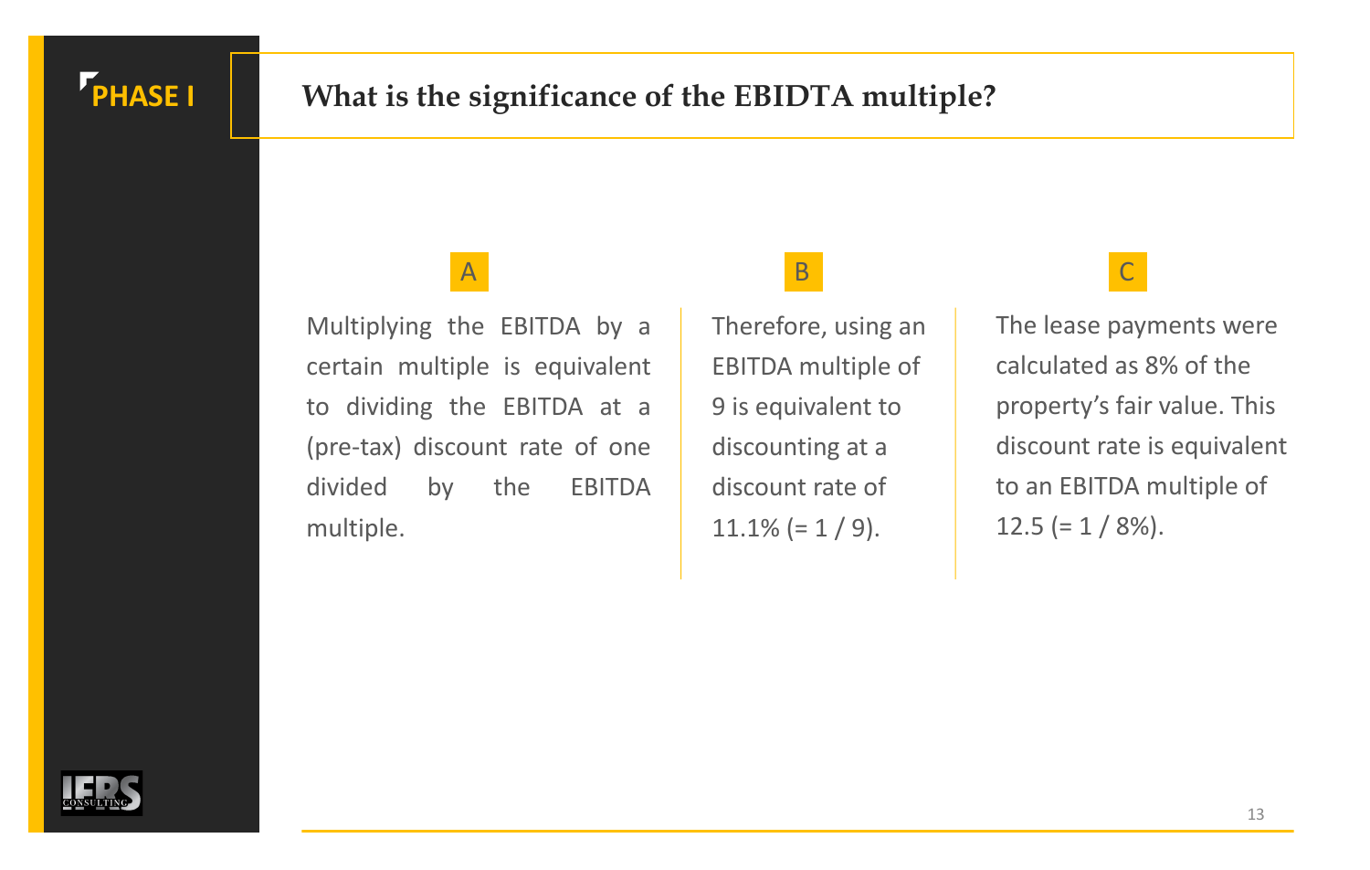PHASE I

## What is the significance of the EBIDTA multiple?

**A**

Multiplying the EBITDA by a certain multiple is equivalent to dividing the EBITDA at a (pre-tax) discount rate of one divided by the EBITDA multiple.

**B**

Therefore, using an EBITDA multiple of 9 is equivalent to discounting at a discount rate of 11.1% (= 1 / 9).

**C**

The lease payments were calculated as 8% of the property's fair value. This discount rate is equivalent to an EBITDA multiple of 12.5 (= 1 / 8%).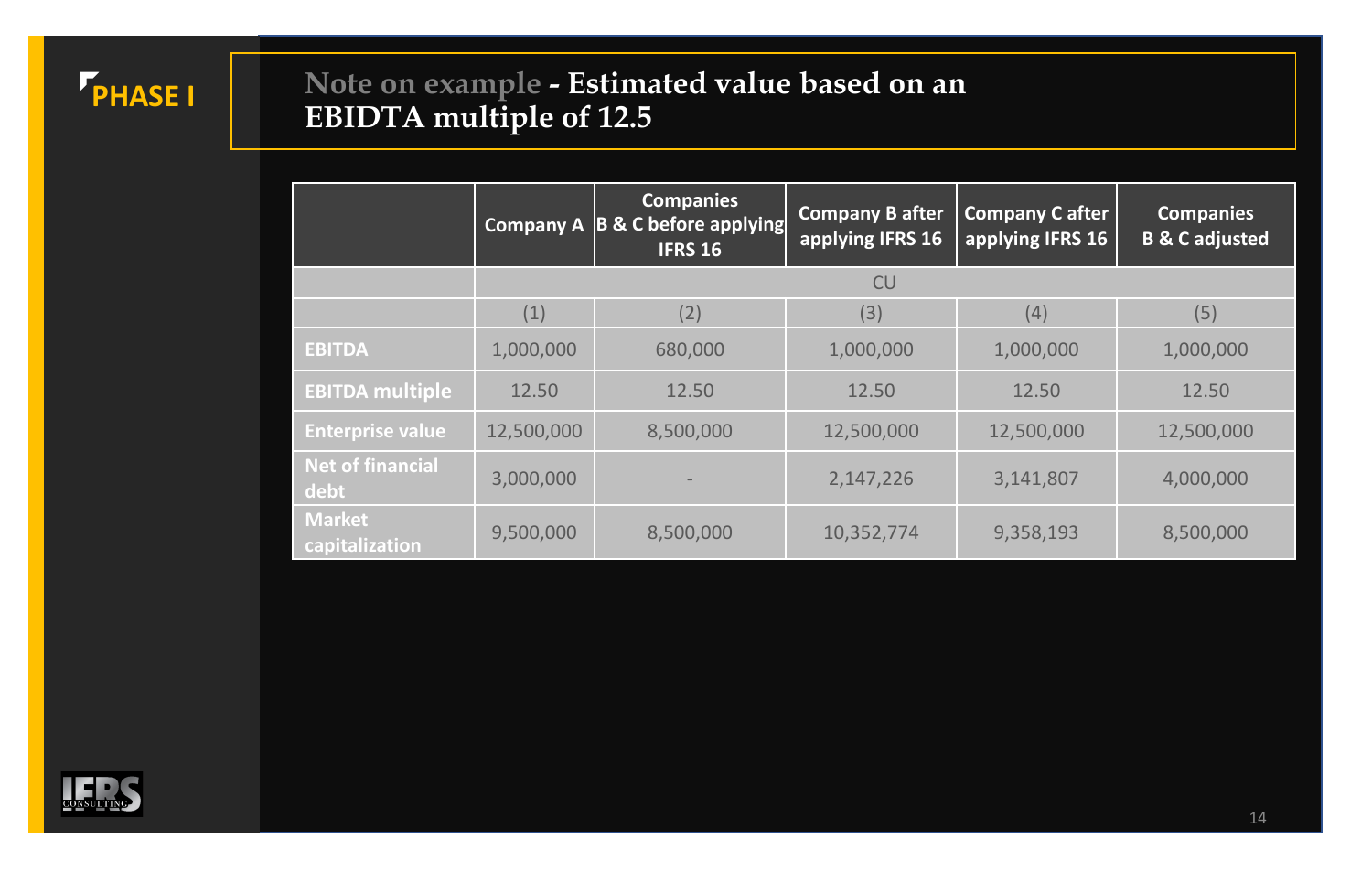PHASE I

## Note on example - Estimated value based on an EBIDTA multiple of 12.5

| | Company A | Companies B & C before applying IFRS 16 | Company B after applying IFRS 16 | Company C after applying IFRS 16 | Companies B & C adjusted |
|---|---|---|---|---|---|
| | CU | | | | |
| | (1) | (2) | (3) | (4) | (5) |
| EBITDA | 1,000,000 | 680,000 | 1,000,000 | 1,000,000 | 1,000,000 |
| EBITDA multiple | 12.50 | 12.50 | 12.50 | 12.50 | 12.50 |
| Enterprise value | 12,500,000 | 8,500,000 | 12,500,000 | 12,500,000 | 12,500,000 |
| Net of financial debt | 3,000,000 | - | 2,147,226 | 3,141,807 | 4,000,000 |
| Market capitalization | 9,500,000 | 8,500,000 | 10,352,774 | 9,358,193 | 8,500,000 |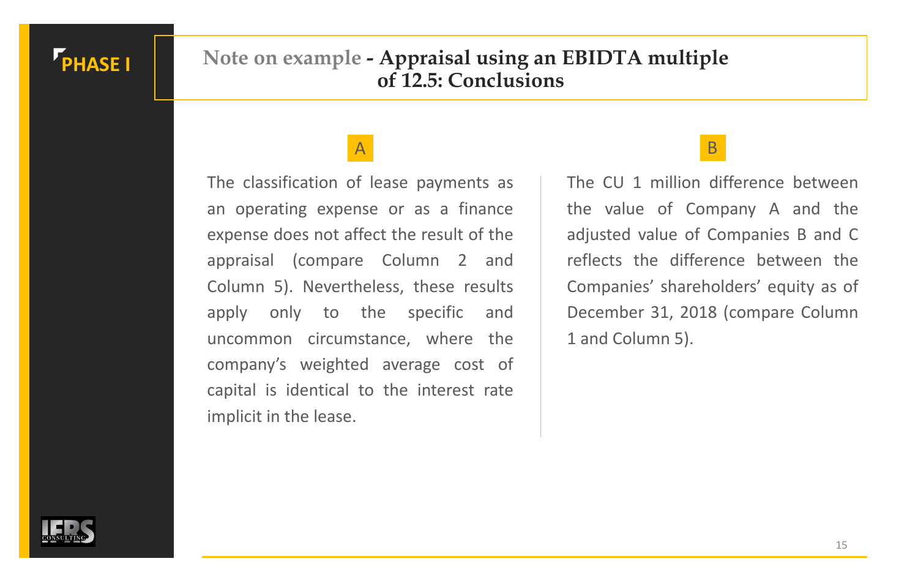PHASE I

## Note on example - Appraisal using an EBIDTA multiple of 12.5: Conclusions

A

The classification of lease payments as an operating expense or as a finance expense does not affect the result of the appraisal (compare Column 2 and Column 5). Nevertheless, these results apply only to the specific and uncommon circumstance, where the company's weighted average cost of capital is identical to the interest rate implicit in the lease.

B

The CU 1 million difference between the value of Company A and the adjusted value of Companies B and C reflects the difference between the Companies' shareholders' equity as of December 31, 2018 (compare Column 1 and Column 5).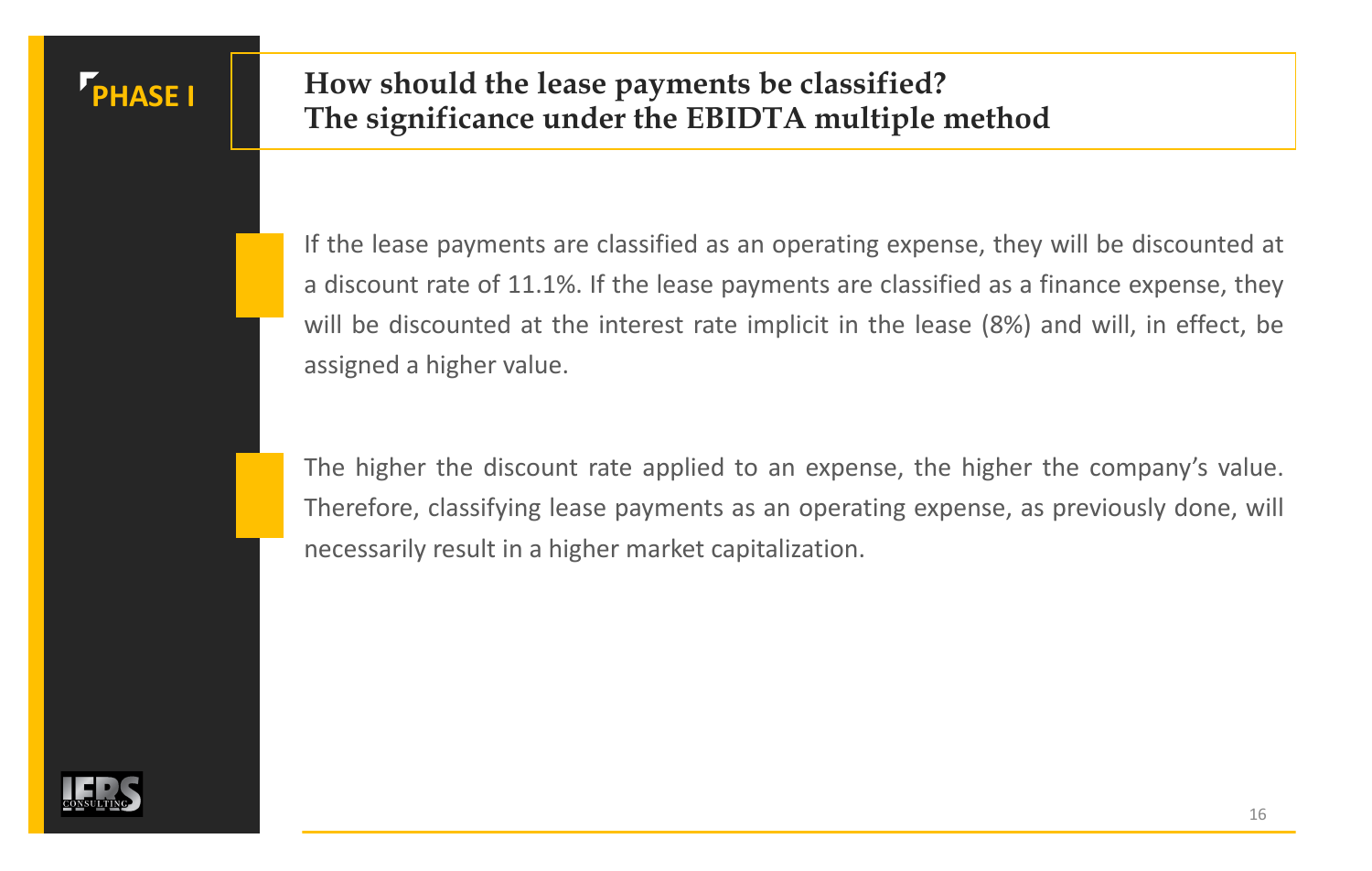PHASE I

## How should the lease payments be classified?
## The significance under the EBIDTA multiple method

If the lease payments are classified as an operating expense, they will be discounted at a discount rate of 11.1%. If the lease payments are classified as a finance expense, they will be discounted at the interest rate implicit in the lease (8%) and will, in effect, be assigned a higher value.

The higher the discount rate applied to an expense, the higher the company's value. Therefore, classifying lease payments as an operating expense, as previously done, will necessarily result in a higher market capitalization.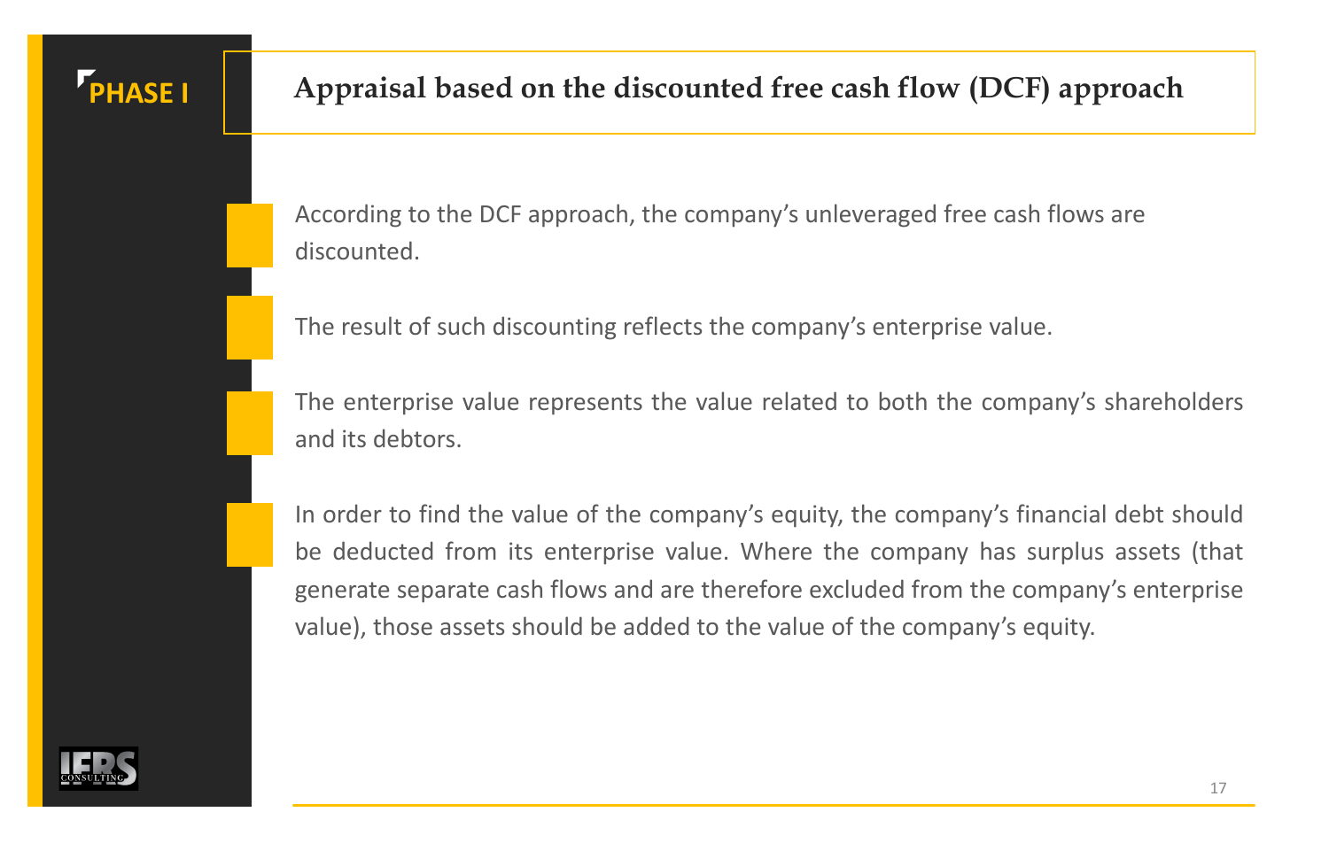PHASE I

# Appraisal based on the discounted free cash flow (DCF) approach

- According to the DCF approach, the company's unleveraged free cash flows are discounted.

- The result of such discounting reflects the company's enterprise value.

- The enterprise value represents the value related to both the company's shareholders and its debtors.

- In order to find the value of the company's equity, the company's financial debt should be deducted from its enterprise value. Where the company has surplus assets (that generate separate cash flows and are therefore excluded from the company's enterprise value), those assets should be added to the value of the company's equity.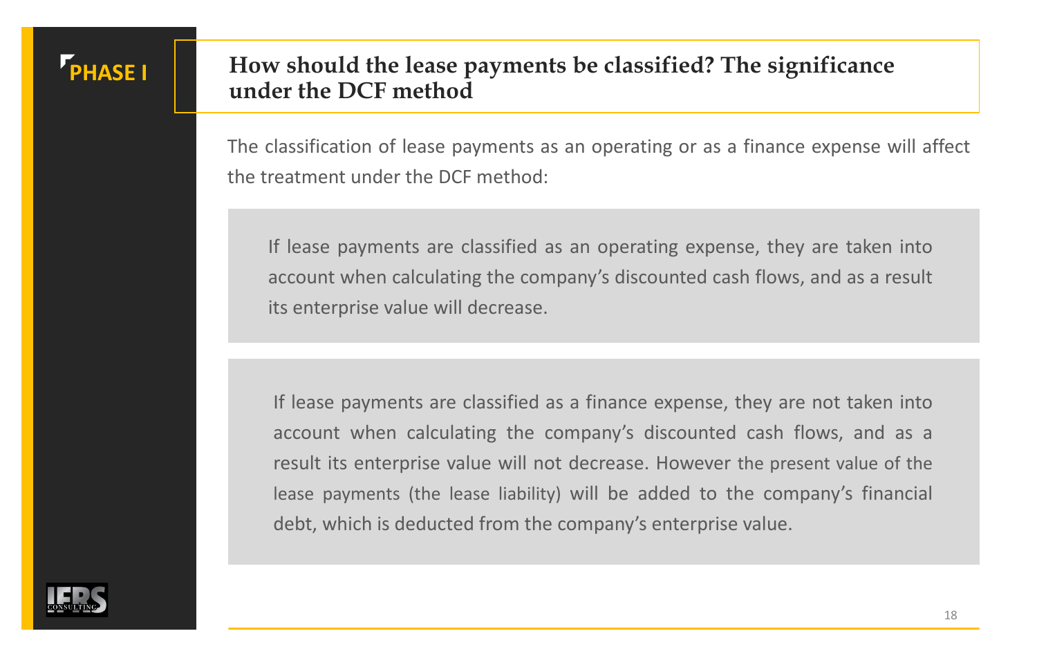**PHASE I**

# How should the lease payments be classified? The significance under the DCF method

The classification of lease payments as an operating or as a finance expense will affect the treatment under the DCF method:

If lease payments are classified as an operating expense, they are taken into account when calculating the company's discounted cash flows, and as a result its enterprise value will decrease.

If lease payments are classified as a finance expense, they are not taken into account when calculating the company's discounted cash flows, and as a result its enterprise value will not decrease. However the present value of the lease payments (the lease liability) will be added to the company's financial debt, which is deducted from the company's enterprise value.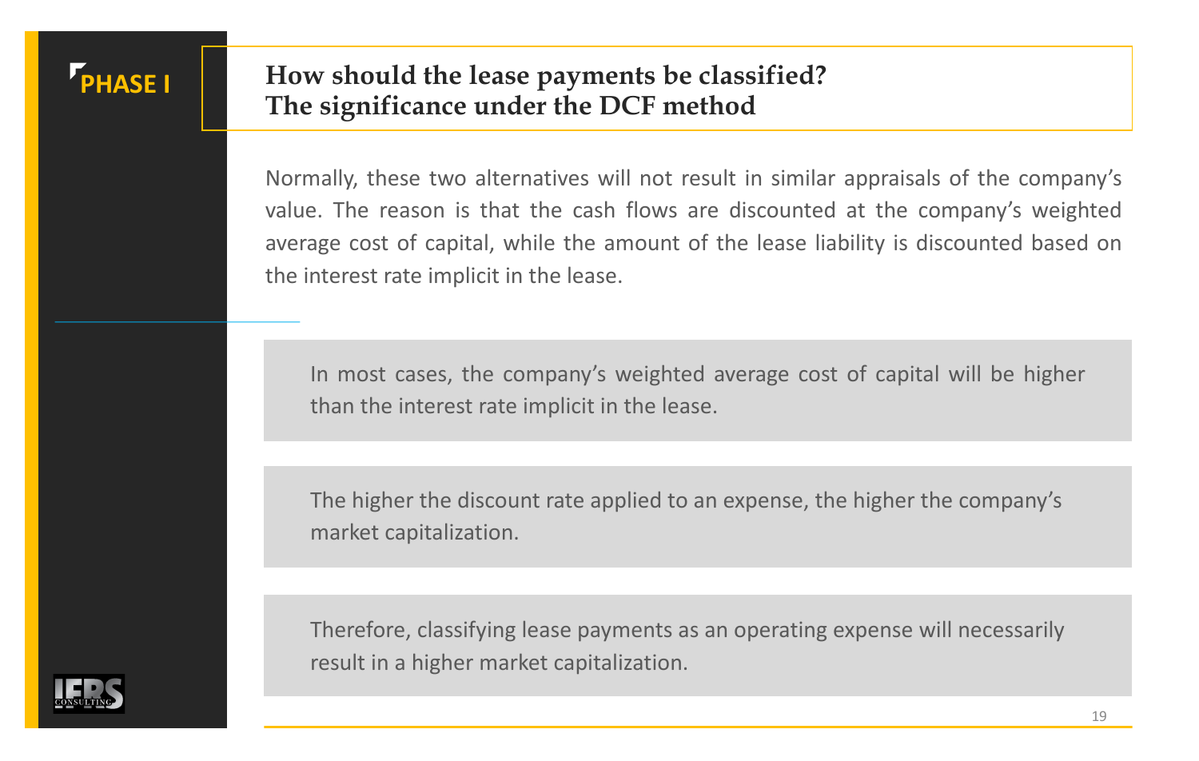PHASE I

## How should the lease payments be classified?
## The significance under the DCF method

Normally, these two alternatives will not result in similar appraisals of the company's value. The reason is that the cash flows are discounted at the company's weighted average cost of capital, while the amount of the lease liability is discounted based on the interest rate implicit in the lease.

In most cases, the company's weighted average cost of capital will be higher than the interest rate implicit in the lease.

The higher the discount rate applied to an expense, the higher the company's market capitalization.

Therefore, classifying lease payments as an operating expense will necessarily result in a higher market capitalization.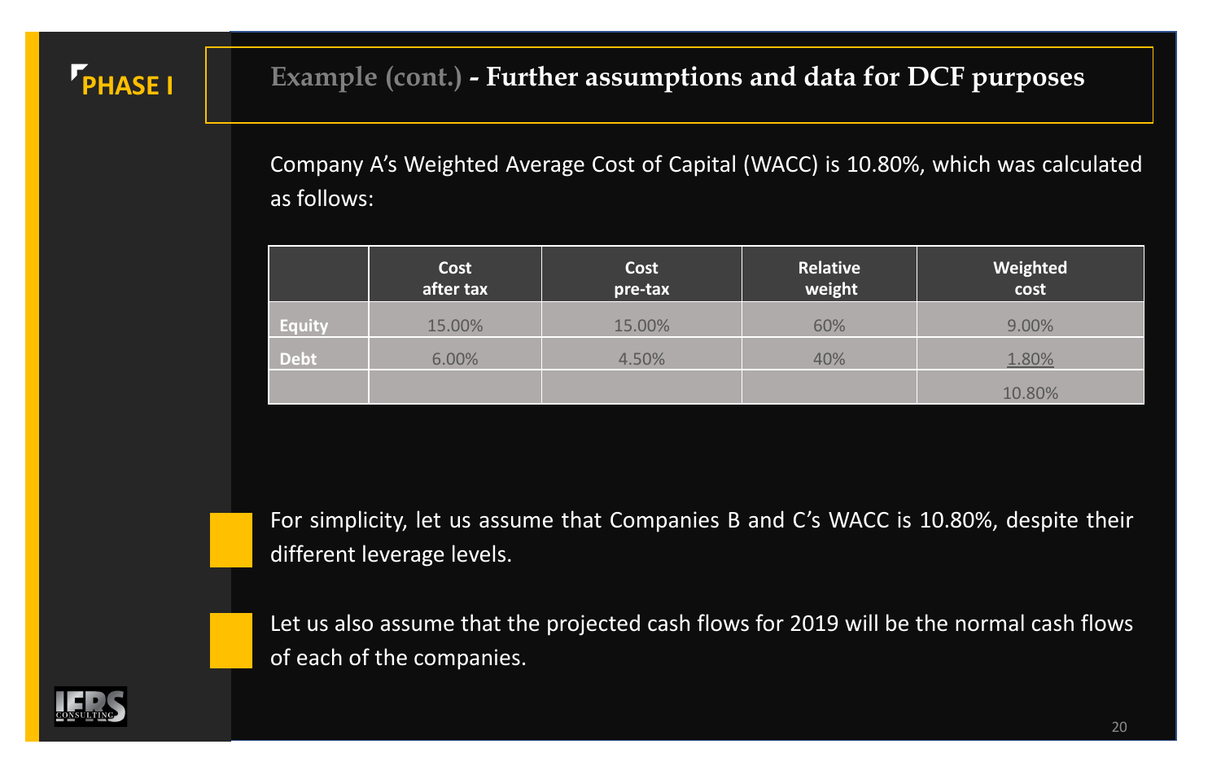PHASE I

## Example (cont.) - Further assumptions and data for DCF purposes

Company A's Weighted Average Cost of Capital (WACC) is 10.80%, which was calculated as follows:

| | Cost after tax | Cost pre-tax | Relative weight | Weighted cost |
|---|---|---|---|---|
| Equity | 15.00% | 15.00% | 60% | 9.00% |
| Debt | 6.00% | 4.50% | 40% | 1.80% |
| | | | | 10.80% |

- For simplicity, let us assume that Companies B and C's WACC is 10.80%, despite their different leverage levels.

- Let us also assume that the projected cash flows for 2019 will be the normal cash flows of each of the companies.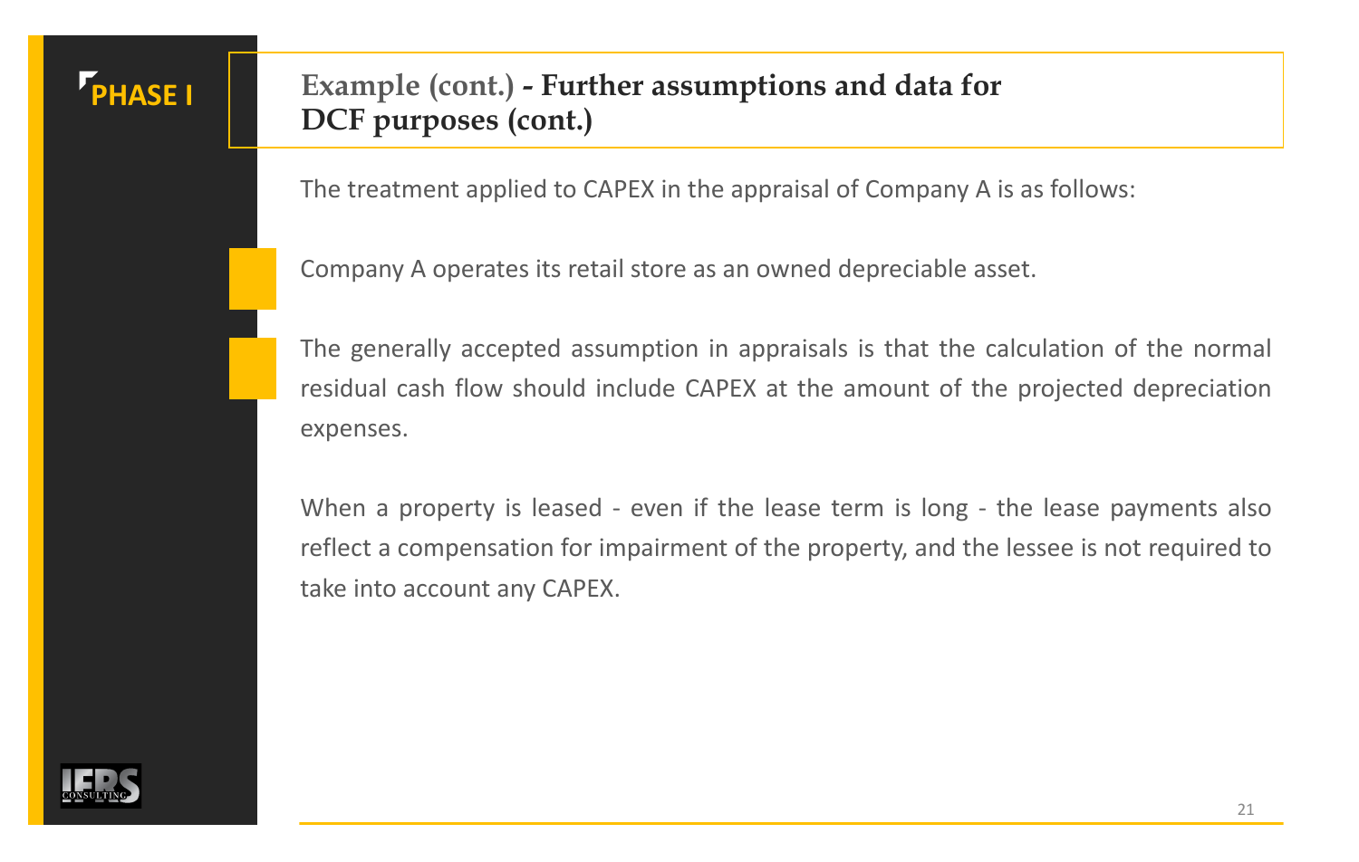PHASE I

## Example (cont.) - Further assumptions and data for DCF purposes (cont.)

The treatment applied to CAPEX in the appraisal of Company A is as follows:

- Company A operates its retail store as an owned depreciable asset.

- The generally accepted assumption in appraisals is that the calculation of the normal residual cash flow should include CAPEX at the amount of the projected depreciation expenses.

When a property is leased - even if the lease term is long - the lease payments also reflect a compensation for impairment of the property, and the lessee is not required to take into account any CAPEX.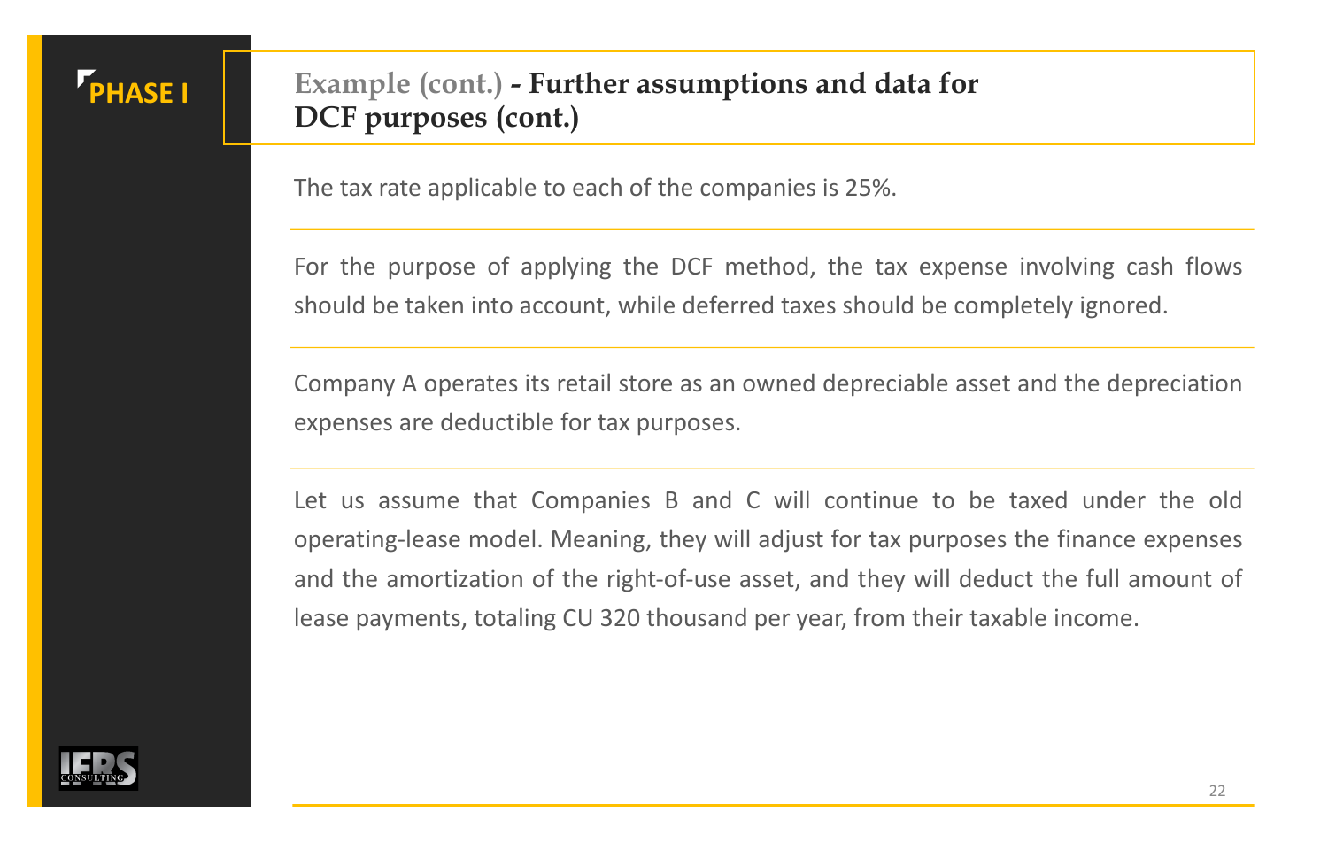**PHASE I**

## Example (cont.) - Further assumptions and data for DCF purposes (cont.)

The tax rate applicable to each of the companies is 25%.

For the purpose of applying the DCF method, the tax expense involving cash flows should be taken into account, while deferred taxes should be completely ignored.

Company A operates its retail store as an owned depreciable asset and the depreciation expenses are deductible for tax purposes.

Let us assume that Companies B and C will continue to be taxed under the old operating-lease model. Meaning, they will adjust for tax purposes the finance expenses and the amortization of the right-of-use asset, and they will deduct the full amount of lease payments, totaling CU 320 thousand per year, from their taxable income.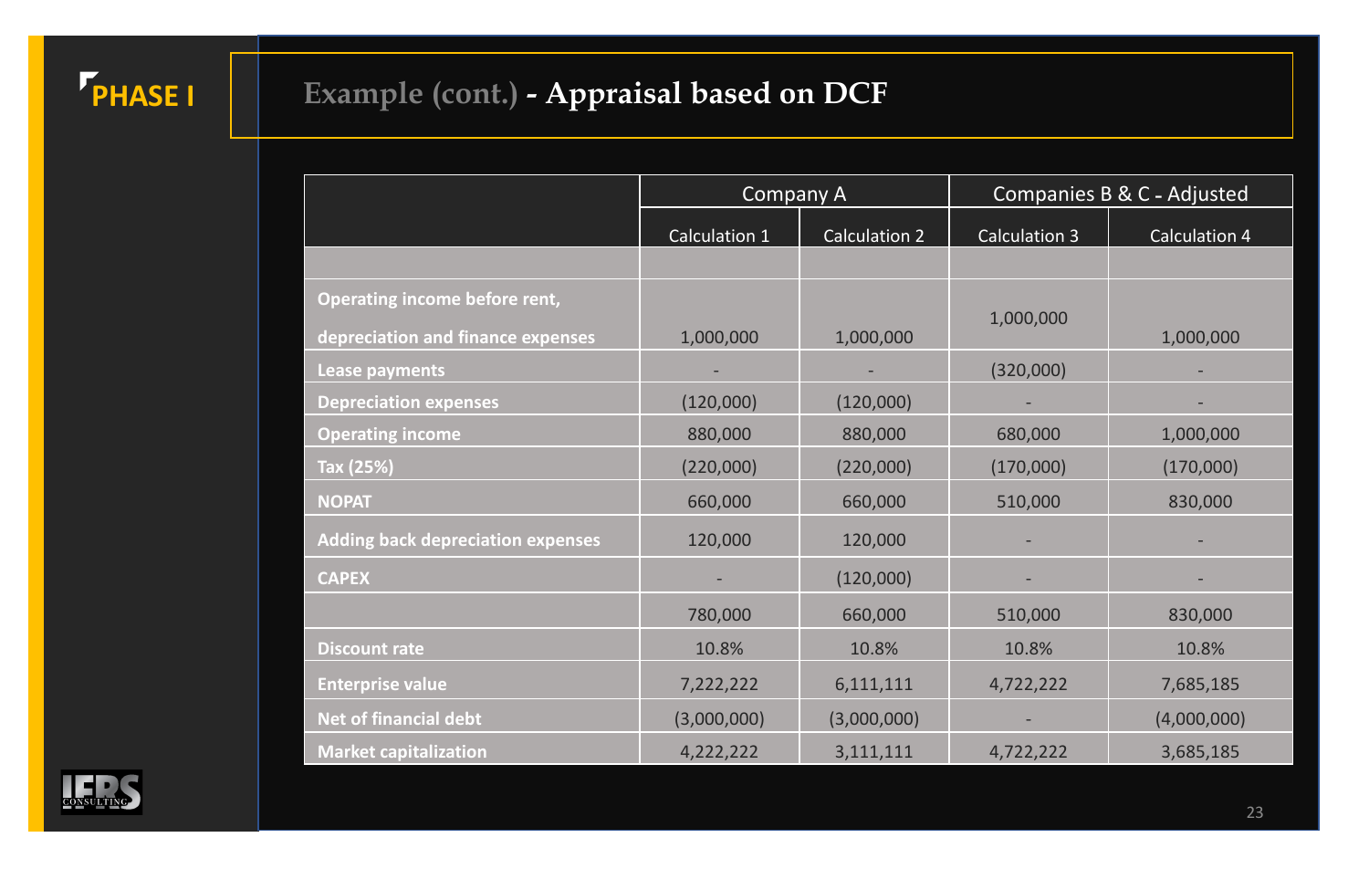PHASE I

# Example (cont.) - Appraisal based on DCF

| | Company A | | Companies B & C - Adjusted | |
|---|---|---|---|---|
| | Calculation 1 | Calculation 2 | Calculation 3 | Calculation 4 |
| | | | | |
| **Operating income before rent, depreciation and finance expenses** | 1,000,000 | 1,000,000 | 1,000,000 | 1,000,000 |
| **Lease payments** | - | - | (320,000) | - |
| **Depreciation expenses** | (120,000) | (120,000) | - | - |
| **Operating income** | 880,000 | 880,000 | 680,000 | 1,000,000 |
| **Tax (25%)** | (220,000) | (220,000) | (170,000) | (170,000) |
| **NOPAT** | 660,000 | 660,000 | 510,000 | 830,000 |
| **Adding back depreciation expenses** | 120,000 | 120,000 | - | - |
| **CAPEX** | - | (120,000) | - | - |
| | 780,000 | 660,000 | 510,000 | 830,000 |
| **Discount rate** | 10.8% | 10.8% | 10.8% | 10.8% |
| **Enterprise value** | 7,222,222 | 6,111,111 | 4,722,222 | 7,685,185 |
| **Net of financial debt** | (3,000,000) | (3,000,000) | - | (4,000,000) |
| **Market capitalization** | 4,222,222 | 3,111,111 | 4,722,222 | 3,685,185 |

IFRS CONSULTING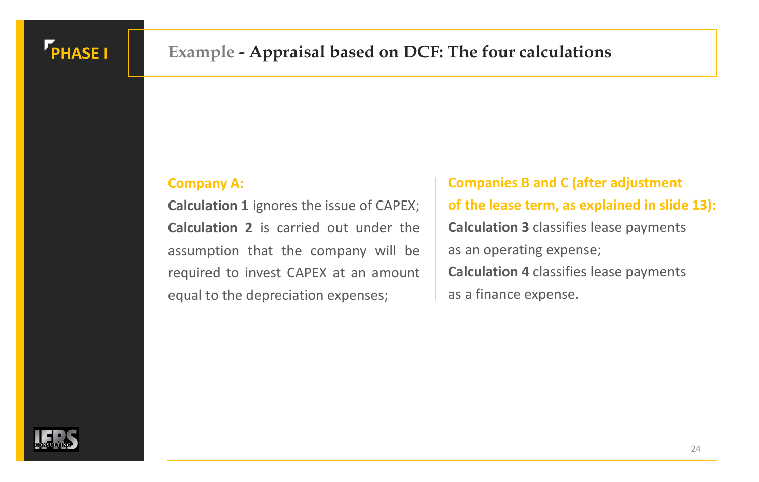PHASE I

# Example - Appraisal based on DCF: The four calculations

**Company A:**

**Calculation 1** ignores the issue of CAPEX;
**Calculation 2** is carried out under the assumption that the company will be required to invest CAPEX at an amount equal to the depreciation expenses;

**Companies B and C (after adjustment of the lease term, as explained in slide 13):**

**Calculation 3** classifies lease payments as an operating expense;
**Calculation 4** classifies lease payments as a finance expense.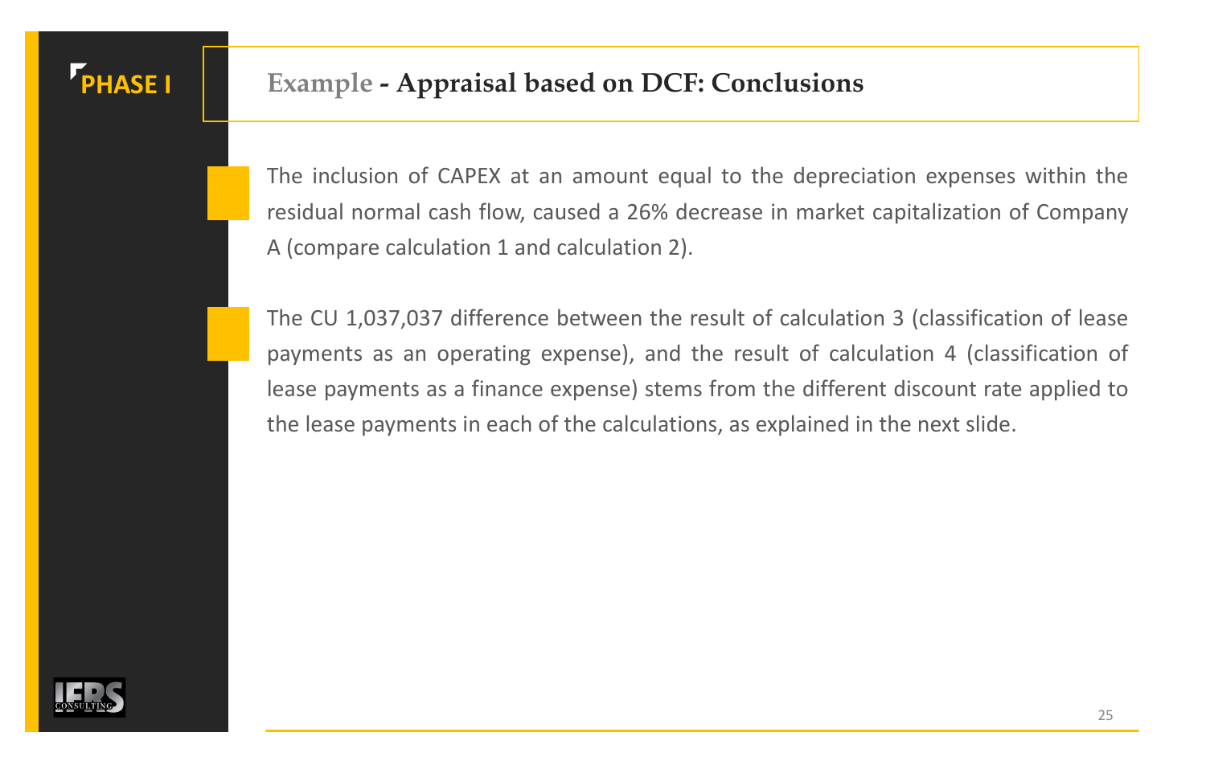PHASE I

## Example - Appraisal based on DCF: Conclusions

- The inclusion of CAPEX at an amount equal to the depreciation expenses within the residual normal cash flow, caused a 26% decrease in market capitalization of Company A (compare calculation 1 and calculation 2).

- The CU 1,037,037 difference between the result of calculation 3 (classification of lease payments as an operating expense), and the result of calculation 4 (classification of lease payments as a finance expense) stems from the different discount rate applied to the lease payments in each of the calculations, as explained in the next slide.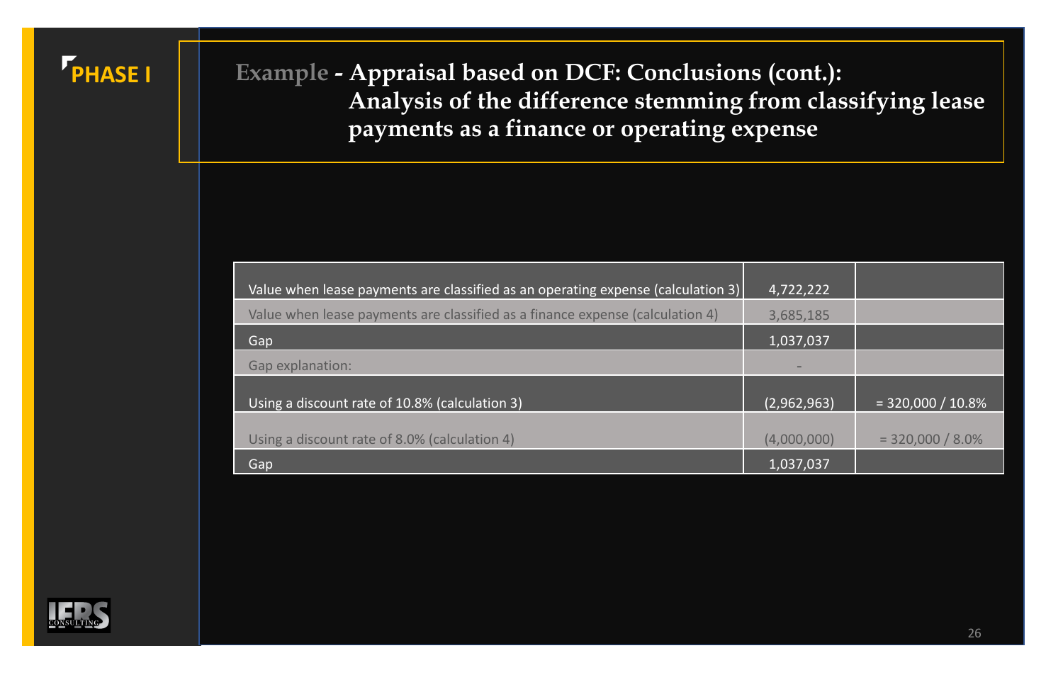PHASE I

# Example - Appraisal based on DCF: Conclusions (cont.): Analysis of the difference stemming from classifying lease payments as a finance or operating expense

| | | |
|---|---|---|
| Value when lease payments are classified as an operating expense (calculation 3) | 4,722,222 | |
| Value when lease payments are classified as a finance expense (calculation 4) | 3,685,185 | |
| Gap | 1,037,037 | |
| Gap explanation: | - | |
| Using a discount rate of 10.8% (calculation 3) | (2,962,963) | = 320,000 / 10.8% |
| Using a discount rate of 8.0% (calculation 4) | (4,000,000) | = 320,000 / 8.0% |
| Gap | 1,037,037 | |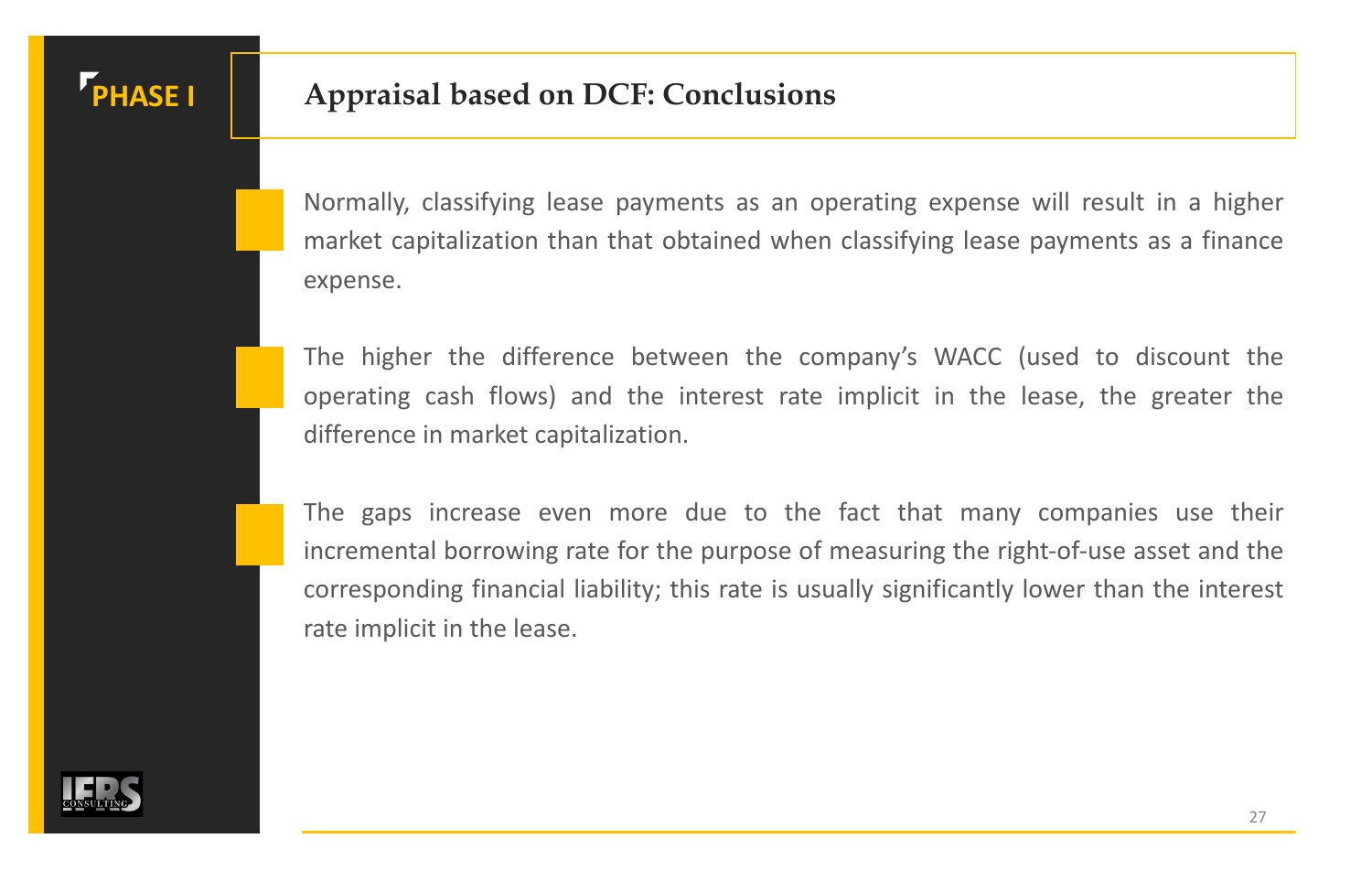PHASE I

## Appraisal based on DCF: Conclusions

- Normally, classifying lease payments as an operating expense will result in a higher market capitalization than that obtained when classifying lease payments as a finance expense.

- The higher the difference between the company's WACC (used to discount the operating cash flows) and the interest rate implicit in the lease, the greater the difference in market capitalization.

- The gaps increase even more due to the fact that many companies use their incremental borrowing rate for the purpose of measuring the right-of-use asset and the corresponding financial liability; this rate is usually significantly lower than the interest rate implicit in the lease.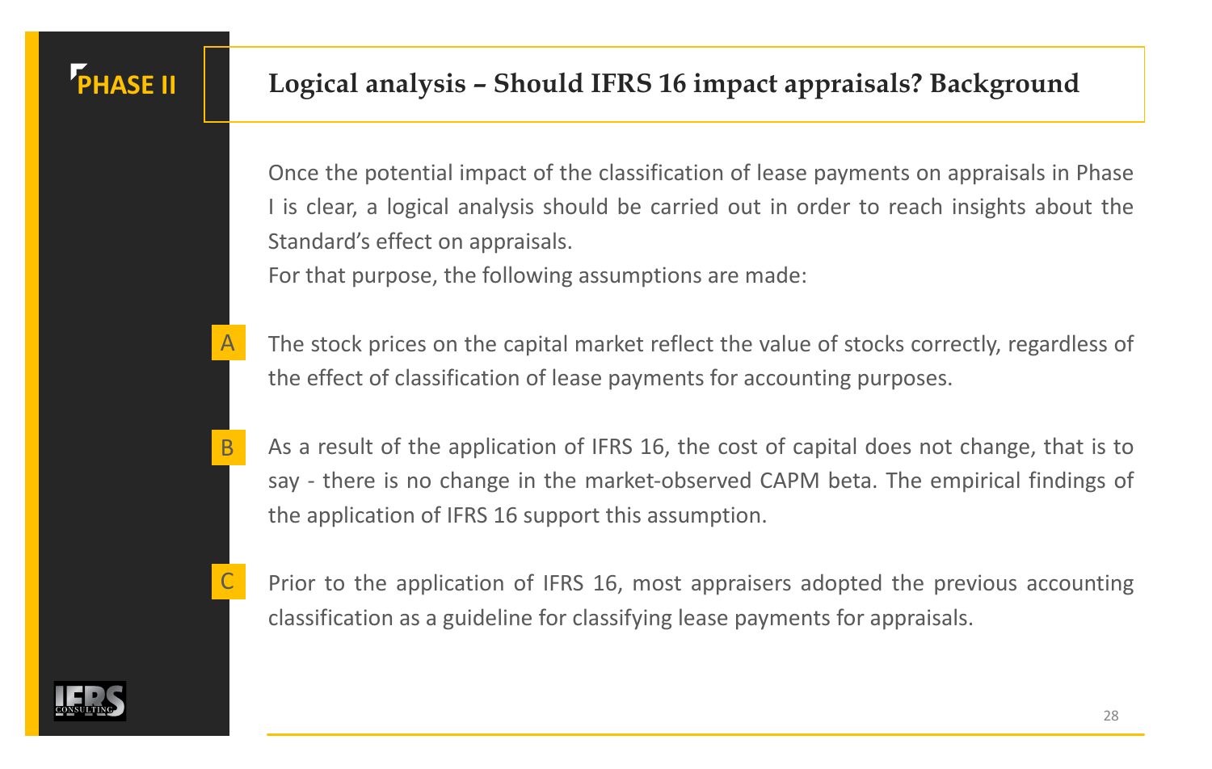PHASE II

# Logical analysis – Should IFRS 16 impact appraisals? Background

Once the potential impact of the classification of lease payments on appraisals in Phase I is clear, a logical analysis should be carried out in order to reach insights about the Standard's effect on appraisals.

For that purpose, the following assumptions are made:

**A** The stock prices on the capital market reflect the value of stocks correctly, regardless of the effect of classification of lease payments for accounting purposes.

**B** As a result of the application of IFRS 16, the cost of capital does not change, that is to say - there is no change in the market-observed CAPM beta. The empirical findings of the application of IFRS 16 support this assumption.

**C** Prior to the application of IFRS 16, most appraisers adopted the previous accounting classification as a guideline for classifying lease payments for appraisals.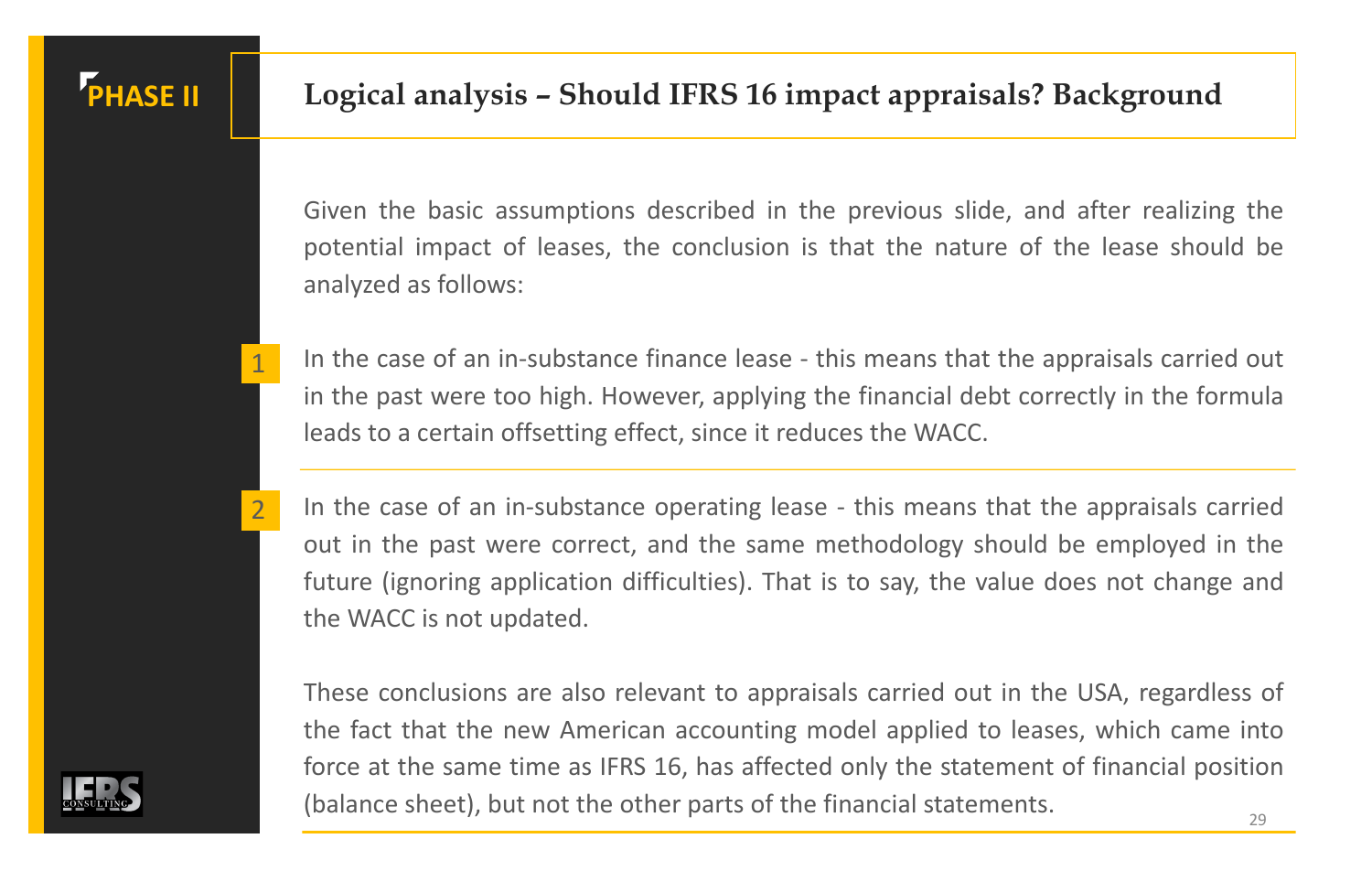PHASE II

# Logical analysis – Should IFRS 16 impact appraisals? Background

Given the basic assumptions described in the previous slide, and after realizing the potential impact of leases, the conclusion is that the nature of the lease should be analyzed as follows:

1. In the case of an in-substance finance lease - this means that the appraisals carried out in the past were too high. However, applying the financial debt correctly in the formula leads to a certain offsetting effect, since it reduces the WACC.

2. In the case of an in-substance operating lease - this means that the appraisals carried out in the past were correct, and the same methodology should be employed in the future (ignoring application difficulties). That is to say, the value does not change and the WACC is not updated.

These conclusions are also relevant to appraisals carried out in the USA, regardless of the fact that the new American accounting model applied to leases, which came into force at the same time as IFRS 16, has affected only the statement of financial position (balance sheet), but not the other parts of the financial statements.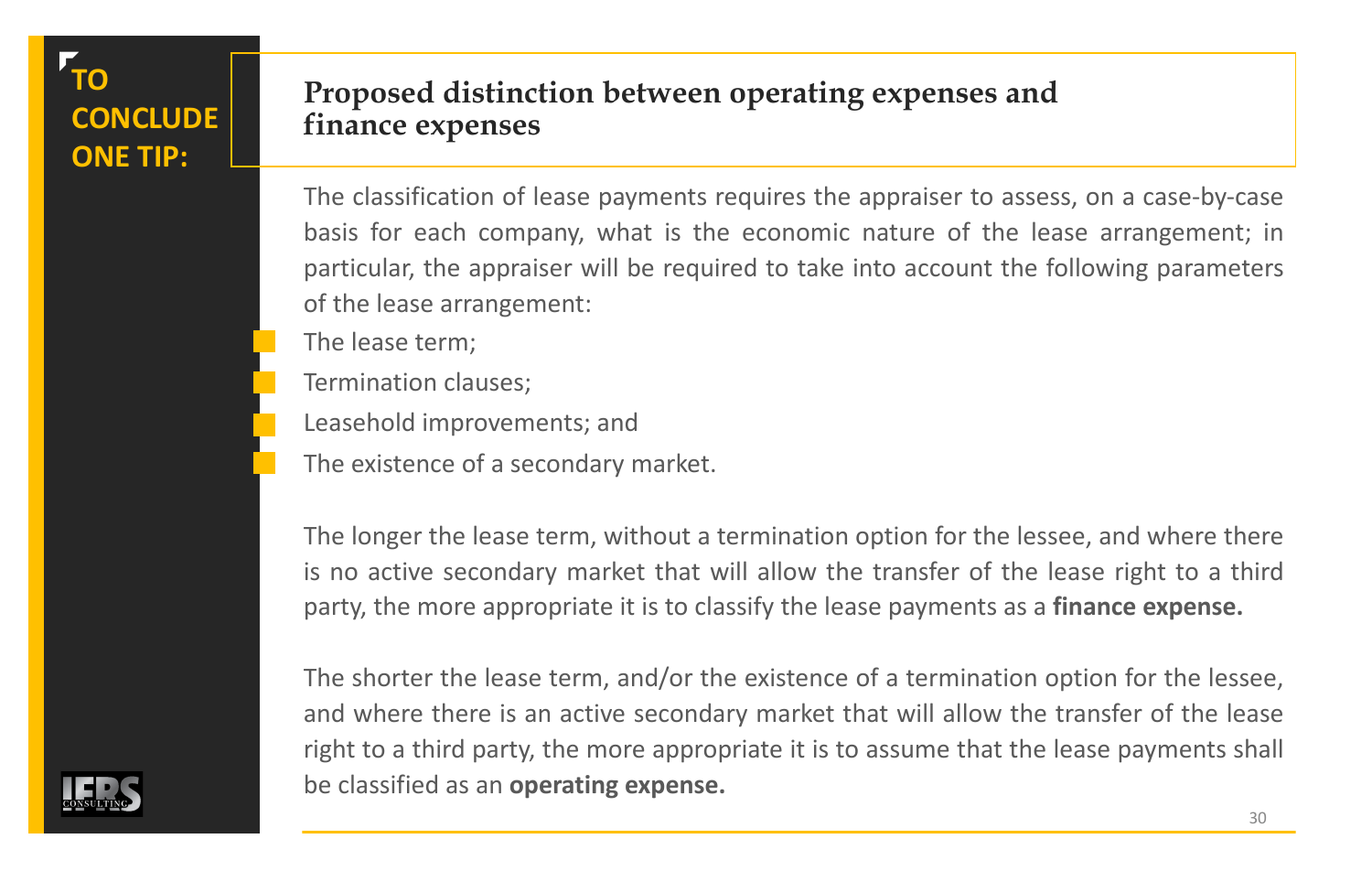**TO CONCLUDE ONE TIP:**

## Proposed distinction between operating expenses and finance expenses

The classification of lease payments requires the appraiser to assess, on a case-by-case basis for each company, what is the economic nature of the lease arrangement; in particular, the appraiser will be required to take into account the following parameters of the lease arrangement:

- The lease term;
- Termination clauses;
- Leasehold improvements; and
- The existence of a secondary market.

The longer the lease term, without a termination option for the lessee, and where there is no active secondary market that will allow the transfer of the lease right to a third party, the more appropriate it is to classify the lease payments as a **finance expense.**

The shorter the lease term, and/or the existence of a termination option for the lessee, and where there is an active secondary market that will allow the transfer of the lease right to a third party, the more appropriate it is to assume that the lease payments shall be classified as an **operating expense.**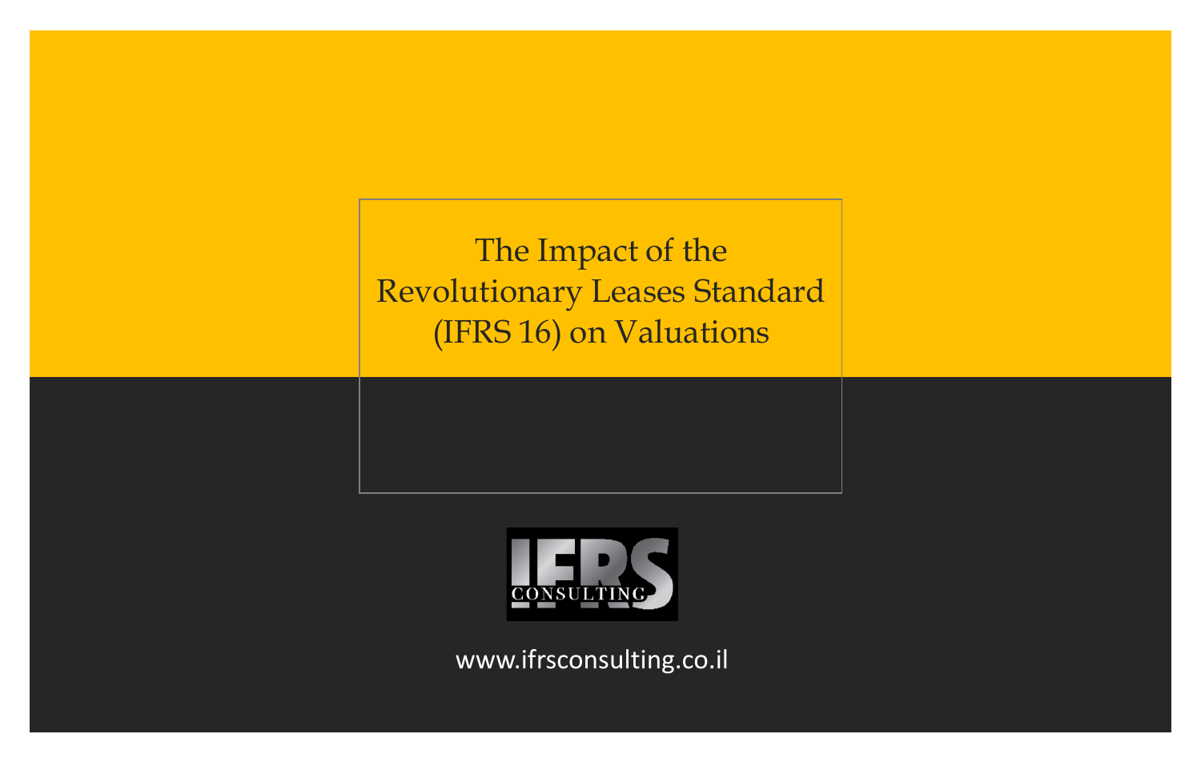# The Impact of the Revolutionary Leases Standard (IFRS 16) on Valuations

IFRS CONSULTING

www.ifrsconsulting.co.il